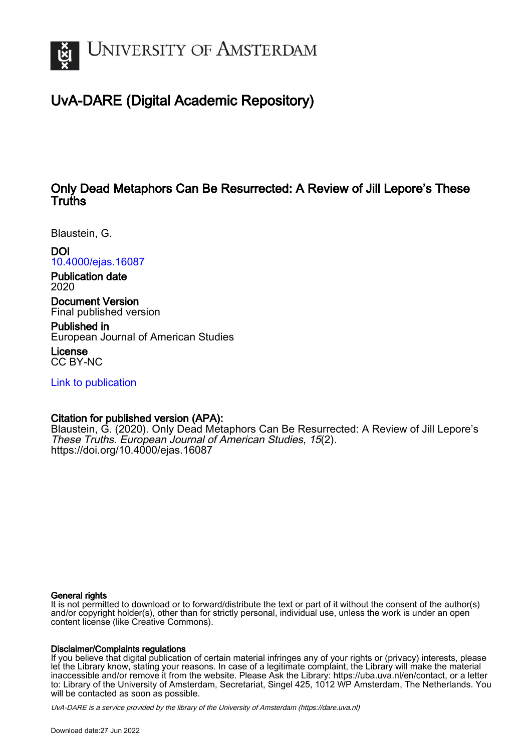# UvA-DARE (Digital Academic Repository)

## Only Dead Metaphors Can Be Resurrected: A Review of Jill Lepore's These Truths

Blaustein, G.

**DOI**
10.4000/ejas.16087

**Publication date**
2020

**Document Version**
Final published version

**Published in**
European Journal of American Studies

**License**
CC BY-NC

Link to publication

**Citation for published version (APA):**
Blaustein, G. (2020). Only Dead Metaphors Can Be Resurrected: A Review of Jill Lepore's *These Truths*. *European Journal of American Studies*, *15*(2). https://doi.org/10.4000/ejas.16087

**General rights**
It is not permitted to download or to forward/distribute the text or part of it without the consent of the author(s) and/or copyright holder(s), other than for strictly personal, individual use, unless the work is under an open content license (like Creative Commons).

**Disclaimer/Complaints regulations**
If you believe that digital publication of certain material infringes any of your rights or (privacy) interests, please let the Library know, stating your reasons. In case of a legitimate complaint, the Library will make the material inaccessible and/or remove it from the website. Please Ask the Library: https://uba.uva.nl/en/contact, or a letter to: Library of the University of Amsterdam, Secretariat, Singel 425, 1012 WP Amsterdam, The Netherlands. You will be contacted as soon as possible.

UvA-DARE is a service provided by the library of the University of Amsterdam (https://dare.uva.nl)

Download date:27 Jun 2022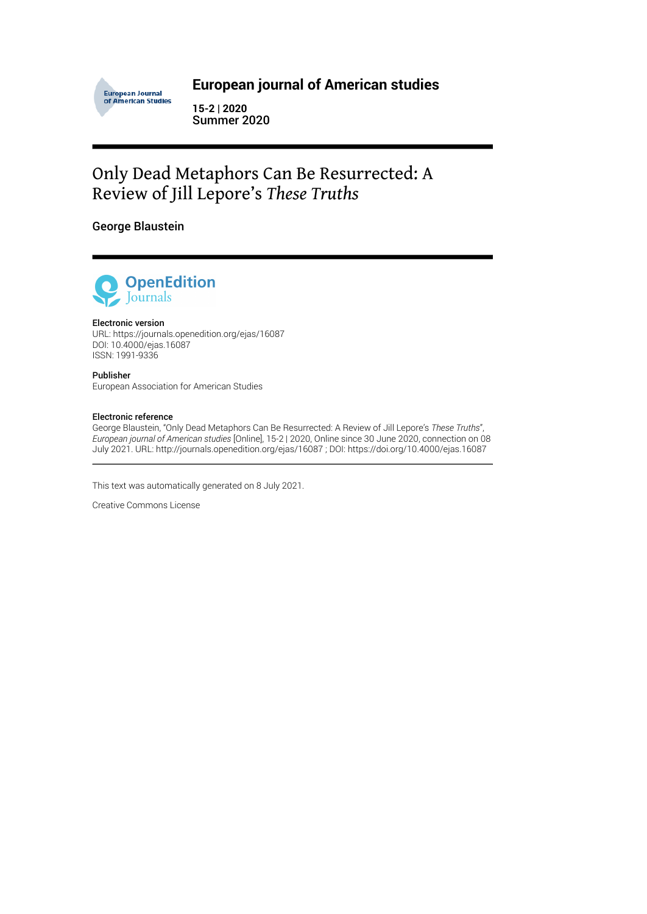# European journal of American studies

**15-2 | 2020**
**Summer 2020**

# Only Dead Metaphors Can Be Resurrected: A Review of Jill Lepore's *These Truths*

**George Blaustein**

**Electronic version**
URL: https://journals.openedition.org/ejas/16087
DOI: 10.4000/ejas.16087
ISSN: 1991-9336

**Publisher**
European Association for American Studies

**Electronic reference**
George Blaustein, "Only Dead Metaphors Can Be Resurrected: A Review of Jill Lepore's *These Truths*", *European journal of American studies* [Online], 15-2 | 2020, Online since 30 June 2020, connection on 08 July 2021. URL: http://journals.openedition.org/ejas/16087 ; DOI: https://doi.org/10.4000/ejas.16087

---

This text was automatically generated on 8 July 2021.

Creative Commons License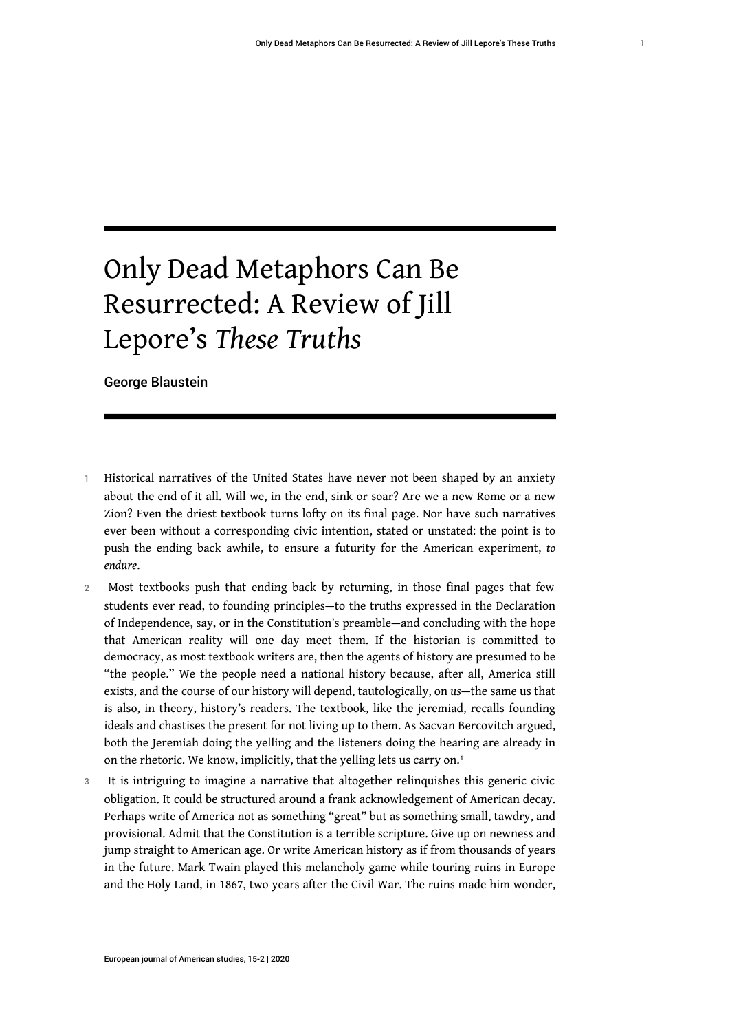# Only Dead Metaphors Can Be Resurrected: A Review of Jill Lepore's *These Truths*

George Blaustein

1 Historical narratives of the United States have never not been shaped by an anxiety about the end of it all. Will we, in the end, sink or soar? Are we a new Rome or a new Zion? Even the driest textbook turns lofty on its final page. Nor have such narratives ever been without a corresponding civic intention, stated or unstated: the point is to push the ending back awhile, to ensure a futurity for the American experiment, *to endure*.

2 Most textbooks push that ending back by returning, in those final pages that few students ever read, to founding principles—to the truths expressed in the Declaration of Independence, say, or in the Constitution's preamble—and concluding with the hope that American reality will one day meet them. If the historian is committed to democracy, as most textbook writers are, then the agents of history are presumed to be "the people." We the people need a national history because, after all, America still exists, and the course of our history will depend, tautologically, on *us*—the same us that is also, in theory, history's readers. The textbook, like the jeremiad, recalls founding ideals and chastises the present for not living up to them. As Sacvan Bercovitch argued, both the Jeremiah doing the yelling and the listeners doing the hearing are already in on the rhetoric. We know, implicitly, that the yelling lets us carry on.[1]

3 It is intriguing to imagine a narrative that altogether relinquishes this generic civic obligation. It could be structured around a frank acknowledgement of American decay. Perhaps write of America not as something "great" but as something small, tawdry, and provisional. Admit that the Constitution is a terrible scripture. Give up on newness and jump straight to American age. Or write American history as if from thousands of years in the future. Mark Twain played this melancholy game while touring ruins in Europe and the Holy Land, in 1867, two years after the Civil War. The ruins made him wonder,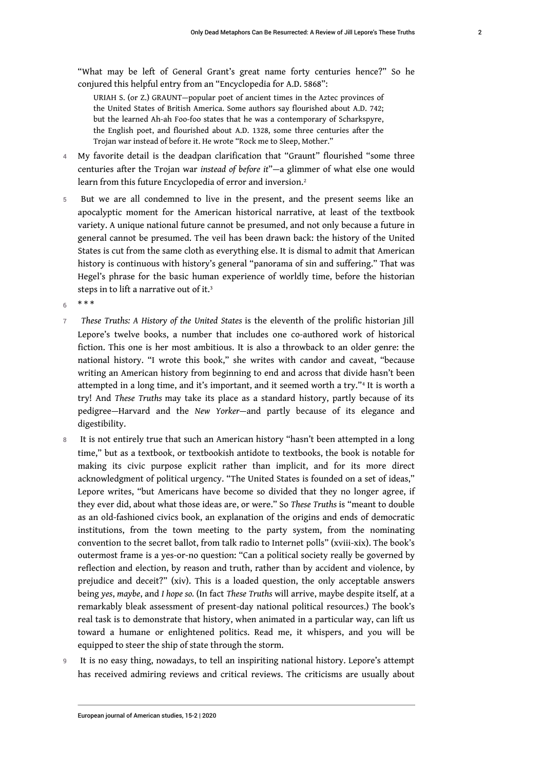"What may be left of General Grant's great name forty centuries hence?" So he conjured this helpful entry from an "Encyclopedia for A.D. 5868":

> URIAH S. (or Z.) GRAUNT—popular poet of ancient times in the Aztec provinces of the United States of British America. Some authors say flourished about A.D. 742; but the learned Ah-ah Foo-foo states that he was a contemporary of Scharkspyre, the English poet, and flourished about A.D. 1328, some three centuries after the Trojan war instead of before it. He wrote "Rock me to Sleep, Mother."

4 My favorite detail is the deadpan clarification that "Graunt" flourished "some three centuries after the Trojan war *instead of before it*"—a glimmer of what else one would learn from this future Encyclopedia of error and inversion.[2]

5 But we are all condemned to live in the present, and the present seems like an apocalyptic moment for the American historical narrative, at least of the textbook variety. A unique national future cannot be presumed, and not only because a future in general cannot be presumed. The veil has been drawn back: the history of the United States is cut from the same cloth as everything else. It is dismal to admit that American history is continuous with history's general "panorama of sin and suffering." That was Hegel's phrase for the basic human experience of worldly time, before the historian steps in to lift a narrative out of it.[3]

6 * * *

7 *These Truths: A History of the United States* is the eleventh of the prolific historian Jill Lepore's twelve books, a number that includes one co-authored work of historical fiction. This one is her most ambitious. It is also a throwback to an older genre: the national history. "I wrote this book," she writes with candor and caveat, "because writing an American history from beginning to end and across that divide hasn't been attempted in a long time, and it's important, and it seemed worth a try."[4] It is worth a try! And *These Truths* may take its place as a standard history, partly because of its pedigree—Harvard and the *New Yorker*—and partly because of its elegance and digestibility.

8 It is not entirely true that such an American history "hasn't been attempted in a long time," but as a textbook, or textbookish antidote to textbooks, the book is notable for making its civic purpose explicit rather than implicit, and for its more direct acknowledgment of political urgency. "The United States is founded on a set of ideas," Lepore writes, "but Americans have become so divided that they no longer agree, if they ever did, about what those ideas are, or were." So *These Truths* is "meant to double as an old-fashioned civics book, an explanation of the origins and ends of democratic institutions, from the town meeting to the party system, from the nominating convention to the secret ballot, from talk radio to Internet polls" (xviii-xix). The book's outermost frame is a yes-or-no question: "Can a political society really be governed by reflection and election, by reason and truth, rather than by accident and violence, by prejudice and deceit?" (xiv). This is a loaded question, the only acceptable answers being *yes*, *maybe*, and *I hope so.* (In fact *These Truths* will arrive, maybe despite itself, at a remarkably bleak assessment of present-day national political resources.) The book's real task is to demonstrate that history, when animated in a particular way, can lift us toward a humane or enlightened politics. Read me, it whispers, and you will be equipped to steer the ship of state through the storm.

9 It is no easy thing, nowadays, to tell an inspiriting national history. Lepore's attempt has received admiring reviews and critical reviews. The criticisms are usually about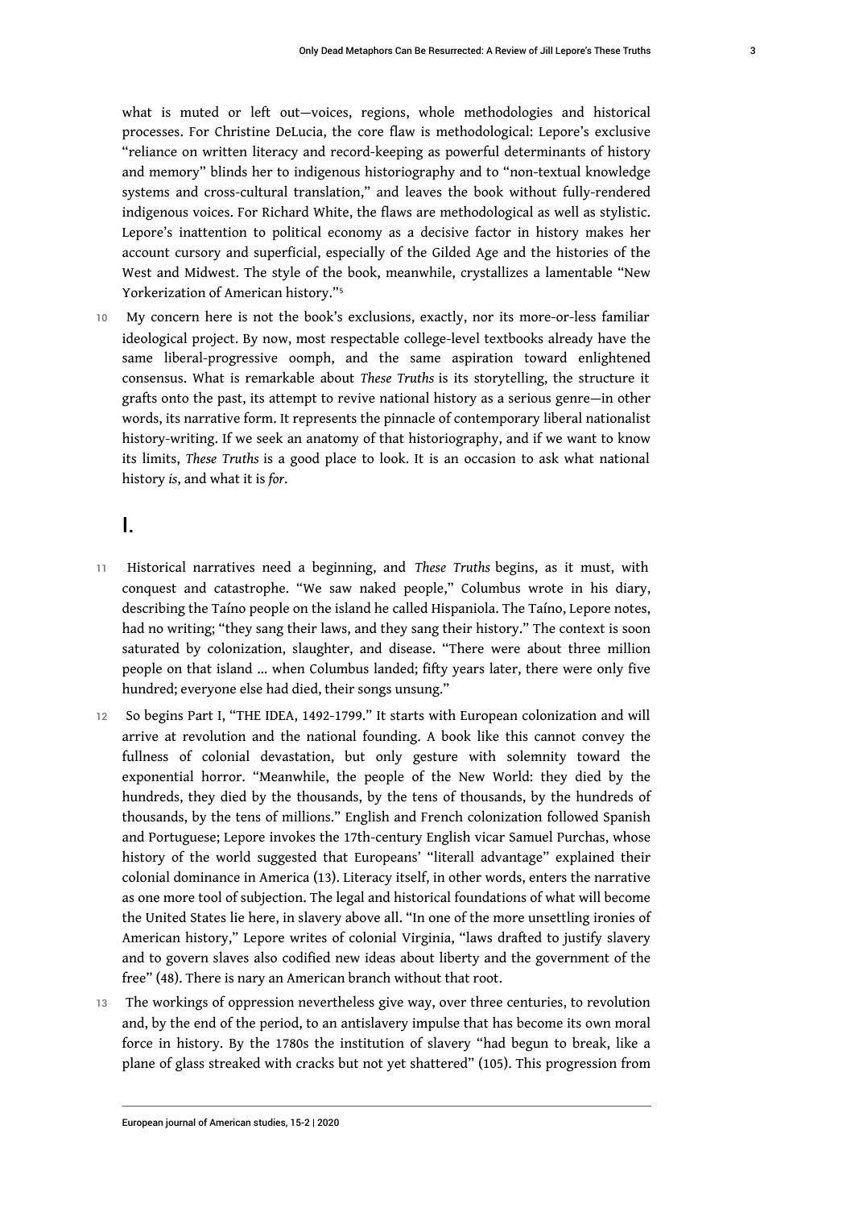what is muted or left out—voices, regions, whole methodologies and historical processes. For Christine DeLucia, the core flaw is methodological: Lepore's exclusive "reliance on written literacy and record-keeping as powerful determinants of history and memory" blinds her to indigenous historiography and to "non-textual knowledge systems and cross-cultural translation," and leaves the book without fully-rendered indigenous voices. For Richard White, the flaws are methodological as well as stylistic. Lepore's inattention to political economy as a decisive factor in history makes her account cursory and superficial, especially of the Gilded Age and the histories of the West and Midwest. The style of the book, meanwhile, crystallizes a lamentable "New Yorkerization of American history."[5]

10 My concern here is not the book's exclusions, exactly, nor its more-or-less familiar ideological project. By now, most respectable college-level textbooks already have the same liberal-progressive oomph, and the same aspiration toward enlightened consensus. What is remarkable about *These Truths* is its storytelling, the structure it grafts onto the past, its attempt to revive national history as a serious genre—in other words, its narrative form. It represents the pinnacle of contemporary liberal nationalist history-writing. If we seek an anatomy of that historiography, and if we want to know its limits, *These Truths* is a good place to look. It is an occasion to ask what national history *is*, and what it is *for*.

## I.

11 Historical narratives need a beginning, and *These Truths* begins, as it must, with conquest and catastrophe. "We saw naked people," Columbus wrote in his diary, describing the Taíno people on the island he called Hispaniola. The Taíno, Lepore notes, had no writing; "they sang their laws, and they sang their history." The context is soon saturated by colonization, slaughter, and disease. "There were about three million people on that island ... when Columbus landed; fifty years later, there were only five hundred; everyone else had died, their songs unsung."

12 So begins Part I, "THE IDEA, 1492-1799." It starts with European colonization and will arrive at revolution and the national founding. A book like this cannot convey the fullness of colonial devastation, but only gesture with solemnity toward the exponential horror. "Meanwhile, the people of the New World: they died by the hundreds, they died by the thousands, by the tens of thousands, by the hundreds of thousands, by the tens of millions." English and French colonization followed Spanish and Portuguese; Lepore invokes the 17th-century English vicar Samuel Purchas, whose history of the world suggested that Europeans' "literall advantage" explained their colonial dominance in America (13). Literacy itself, in other words, enters the narrative as one more tool of subjection. The legal and historical foundations of what will become the United States lie here, in slavery above all. "In one of the more unsettling ironies of American history," Lepore writes of colonial Virginia, "laws drafted to justify slavery and to govern slaves also codified new ideas about liberty and the government of the free" (48). There is nary an American branch without that root.

13 The workings of oppression nevertheless give way, over three centuries, to revolution and, by the end of the period, to an antislavery impulse that has become its own moral force in history. By the 1780s the institution of slavery "had begun to break, like a plane of glass streaked with cracks but not yet shattered" (105). This progression from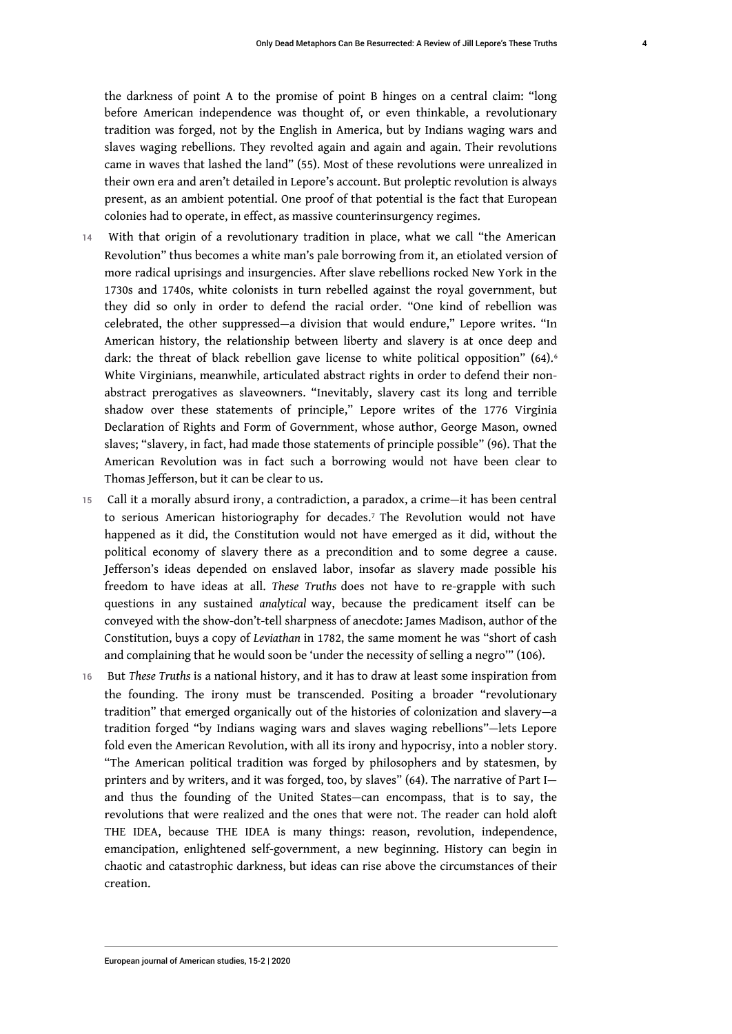the darkness of point A to the promise of point B hinges on a central claim: "long before American independence was thought of, or even thinkable, a revolutionary tradition was forged, not by the English in America, but by Indians waging wars and slaves waging rebellions. They revolted again and again and again. Their revolutions came in waves that lashed the land" (55). Most of these revolutions were unrealized in their own era and aren't detailed in Lepore's account. But proleptic revolution is always present, as an ambient potential. One proof of that potential is the fact that European colonies had to operate, in effect, as massive counterinsurgency regimes.

14 With that origin of a revolutionary tradition in place, what we call "the American Revolution" thus becomes a white man's pale borrowing from it, an etiolated version of more radical uprisings and insurgencies. After slave rebellions rocked New York in the 1730s and 1740s, white colonists in turn rebelled against the royal government, but they did so only in order to defend the racial order. "One kind of rebellion was celebrated, the other suppressed—a division that would endure," Lepore writes. "In American history, the relationship between liberty and slavery is at once deep and dark: the threat of black rebellion gave license to white political opposition" (64).[6] White Virginians, meanwhile, articulated abstract rights in order to defend their non-abstract prerogatives as slaveowners. "Inevitably, slavery cast its long and terrible shadow over these statements of principle," Lepore writes of the 1776 Virginia Declaration of Rights and Form of Government, whose author, George Mason, owned slaves; "slavery, in fact, had made those statements of principle possible" (96). That the American Revolution was in fact such a borrowing would not have been clear to Thomas Jefferson, but it can be clear to us.

15 Call it a morally absurd irony, a contradiction, a paradox, a crime—it has been central to serious American historiography for decades.[7] The Revolution would not have happened as it did, the Constitution would not have emerged as it did, without the political economy of slavery there as a precondition and to some degree a cause. Jefferson's ideas depended on enslaved labor, insofar as slavery made possible his freedom to have ideas at all. *These Truths* does not have to re-grapple with such questions in any sustained *analytical* way, because the predicament itself can be conveyed with the show-don't-tell sharpness of anecdote: James Madison, author of the Constitution, buys a copy of *Leviathan* in 1782, the same moment he was "short of cash and complaining that he would soon be 'under the necessity of selling a negro'" (106).

16 But *These Truths* is a national history, and it has to draw at least some inspiration from the founding. The irony must be transcended. Positing a broader "revolutionary tradition" that emerged organically out of the histories of colonization and slavery—a tradition forged "by Indians waging wars and slaves waging rebellions"—lets Lepore fold even the American Revolution, with all its irony and hypocrisy, into a nobler story. "The American political tradition was forged by philosophers and by statesmen, by printers and by writers, and it was forged, too, by slaves" (64). The narrative of Part I—and thus the founding of the United States—can encompass, that is to say, the revolutions that were realized and the ones that were not. The reader can hold aloft THE IDEA, because THE IDEA is many things: reason, revolution, independence, emancipation, enlightened self-government, a new beginning. History can begin in chaotic and catastrophic darkness, but ideas can rise above the circumstances of their creation.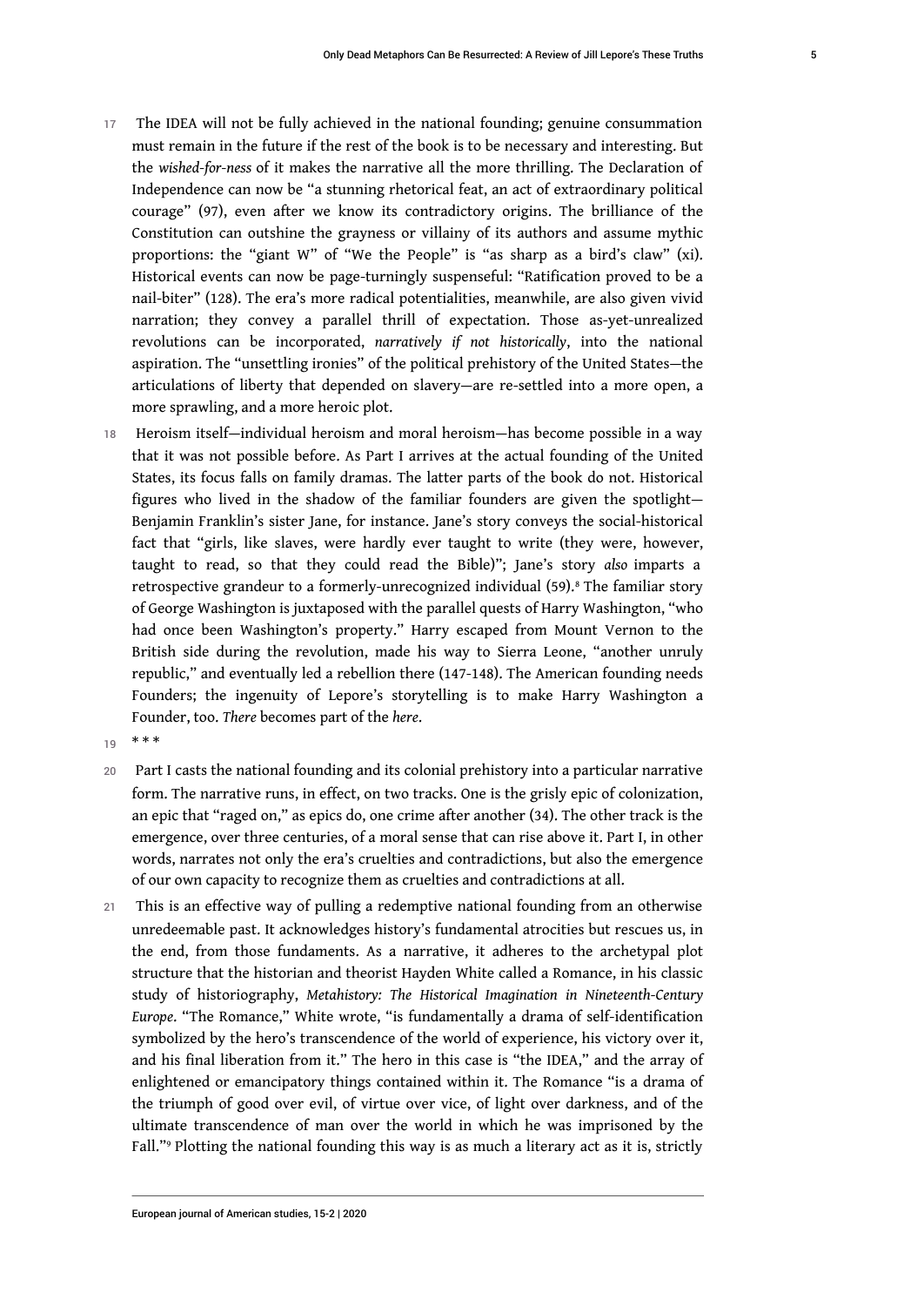17 The IDEA will not be fully achieved in the national founding; genuine consummation must remain in the future if the rest of the book is to be necessary and interesting. But the *wished-for-ness* of it makes the narrative all the more thrilling. The Declaration of Independence can now be "a stunning rhetorical feat, an act of extraordinary political courage" (97), even after we know its contradictory origins. The brilliance of the Constitution can outshine the grayness or villainy of its authors and assume mythic proportions: the "giant W" of "We the People" is "as sharp as a bird's claw" (xi). Historical events can now be page-turningly suspenseful: "Ratification proved to be a nail-biter" (128). The era's more radical potentialities, meanwhile, are also given vivid narration; they convey a parallel thrill of expectation. Those as-yet-unrealized revolutions can be incorporated, *narratively if not historically*, into the national aspiration. The "unsettling ironies" of the political prehistory of the United States—the articulations of liberty that depended on slavery—are re-settled into a more open, a more sprawling, and a more heroic plot.

18 Heroism itself—individual heroism and moral heroism—has become possible in a way that it was not possible before. As Part I arrives at the actual founding of the United States, its focus falls on family dramas. The latter parts of the book do not. Historical figures who lived in the shadow of the familiar founders are given the spotlight—Benjamin Franklin's sister Jane, for instance. Jane's story conveys the social-historical fact that "girls, like slaves, were hardly ever taught to write (they were, however, taught to read, so that they could read the Bible)"; Jane's story *also* imparts a retrospective grandeur to a formerly-unrecognized individual (59).[8] The familiar story of George Washington is juxtaposed with the parallel quests of Harry Washington, "who had once been Washington's property." Harry escaped from Mount Vernon to the British side during the revolution, made his way to Sierra Leone, "another unruly republic," and eventually led a rebellion there (147-148). The American founding needs Founders; the ingenuity of Lepore's storytelling is to make Harry Washington a Founder, too. *There* becomes part of the *here*.

19 * * *

20 Part I casts the national founding and its colonial prehistory into a particular narrative form. The narrative runs, in effect, on two tracks. One is the grisly epic of colonization, an epic that "raged on," as epics do, one crime after another (34). The other track is the emergence, over three centuries, of a moral sense that can rise above it. Part I, in other words, narrates not only the era's cruelties and contradictions, but also the emergence of our own capacity to recognize them as cruelties and contradictions at all.

21 This is an effective way of pulling a redemptive national founding from an otherwise unredeemable past. It acknowledges history's fundamental atrocities but rescues us, in the end, from those fundaments. As a narrative, it adheres to the archetypal plot structure that the historian and theorist Hayden White called a Romance, in his classic study of historiography, *Metahistory: The Historical Imagination in Nineteenth-Century Europe*. "The Romance," White wrote, "is fundamentally a drama of self-identification symbolized by the hero's transcendence of the world of experience, his victory over it, and his final liberation from it." The hero in this case is "the IDEA," and the array of enlightened or emancipatory things contained within it. The Romance "is a drama of the triumph of good over evil, of virtue over vice, of light over darkness, and of the ultimate transcendence of man over the world in which he was imprisoned by the Fall."[9] Plotting the national founding this way is as much a literary act as it is, strictly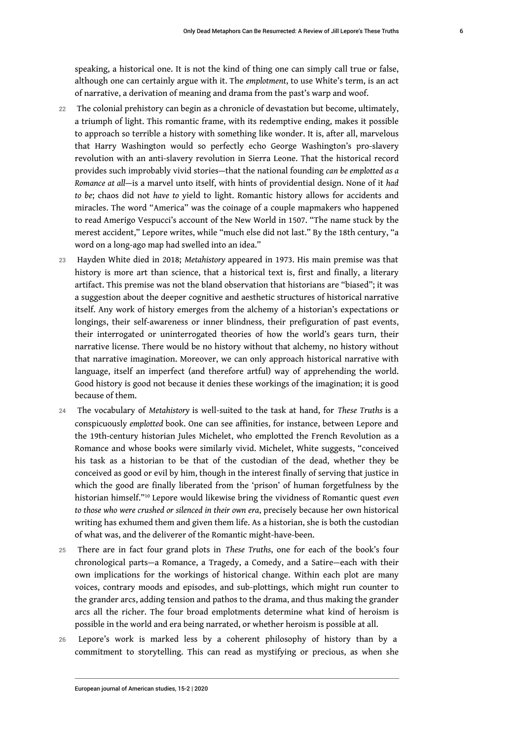speaking, a historical one. It is not the kind of thing one can simply call true or false, although one can certainly argue with it. The *emplotment*, to use White's term, is an act of narrative, a derivation of meaning and drama from the past's warp and woof.

22 The colonial prehistory can begin as a chronicle of devastation but become, ultimately, a triumph of light. This romantic frame, with its redemptive ending, makes it possible to approach so terrible a history with something like wonder. It is, after all, marvelous that Harry Washington would so perfectly echo George Washington's pro-slavery revolution with an anti-slavery revolution in Sierra Leone. That the historical record provides such improbably vivid stories—that the national founding *can be emplotted as a Romance at all*—is a marvel unto itself, with hints of providential design. None of it *had to be*; chaos did not *have to* yield to light. Romantic history allows for accidents and miracles. The word "America" was the coinage of a couple mapmakers who happened to read Amerigo Vespucci's account of the New World in 1507. "The name stuck by the merest accident," Lepore writes, while "much else did not last." By the 18th century, "a word on a long-ago map had swelled into an idea."

23 Hayden White died in 2018; *Metahistory* appeared in 1973. His main premise was that history is more art than science, that a historical text is, first and finally, a literary artifact. This premise was not the bland observation that historians are "biased"; it was a suggestion about the deeper cognitive and aesthetic structures of historical narrative itself. Any work of history emerges from the alchemy of a historian's expectations or longings, their self-awareness or inner blindness, their prefiguration of past events, their interrogated or uninterrogated theories of how the world's gears turn, their narrative license. There would be no history without that alchemy, no history without that narrative imagination. Moreover, we can only approach historical narrative with language, itself an imperfect (and therefore artful) way of apprehending the world. Good history is good not because it denies these workings of the imagination; it is good because of them.

24 The vocabulary of *Metahistory* is well-suited to the task at hand, for *These Truths* is a conspicuously *emplotted* book. One can see affinities, for instance, between Lepore and the 19th-century historian Jules Michelet, who emplotted the French Revolution as a Romance and whose books were similarly vivid. Michelet, White suggests, "conceived his task as a historian to be that of the custodian of the dead, whether they be conceived as good or evil by him, though in the interest finally of serving that justice in which the good are finally liberated from the 'prison' of human forgetfulness by the historian himself."[10] Lepore would likewise bring the vividness of Romantic quest *even to those who were crushed or silenced in their own era*, precisely because her own historical writing has exhumed them and given them life. As a historian, she is both the custodian of what was, and the deliverer of the Romantic might-have-been.

25 There are in fact four grand plots in *These Truths*, one for each of the book's four chronological parts—a Romance, a Tragedy, a Comedy, and a Satire—each with their own implications for the workings of historical change. Within each plot are many voices, contrary moods and episodes, and sub-plottings, which might run counter to the grander arcs, adding tension and pathos to the drama, and thus making the grander arcs all the richer. The four broad emplotments determine what kind of heroism is possible in the world and era being narrated, or whether heroism is possible at all.

26 Lepore's work is marked less by a coherent philosophy of history than by a commitment to storytelling. This can read as mystifying or precious, as when she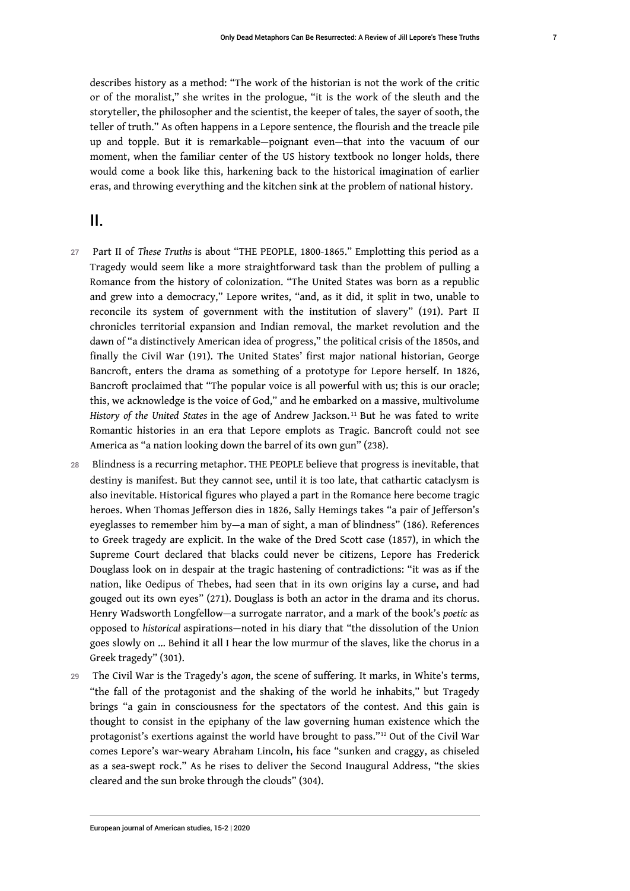describes history as a method: "The work of the historian is not the work of the critic or of the moralist," she writes in the prologue, "it is the work of the sleuth and the storyteller, the philosopher and the scientist, the keeper of tales, the sayer of sooth, the teller of truth." As often happens in a Lepore sentence, the flourish and the treacle pile up and topple. But it is remarkable—poignant even—that into the vacuum of our moment, when the familiar center of the US history textbook no longer holds, there would come a book like this, harkening back to the historical imagination of earlier eras, and throwing everything and the kitchen sink at the problem of national history.

## II.

27 Part II of *These Truths* is about "THE PEOPLE, 1800-1865." Emplotting this period as a Tragedy would seem like a more straightforward task than the problem of pulling a Romance from the history of colonization. "The United States was born as a republic and grew into a democracy," Lepore writes, "and, as it did, it split in two, unable to reconcile its system of government with the institution of slavery" (191). Part II chronicles territorial expansion and Indian removal, the market revolution and the dawn of "a distinctively American idea of progress," the political crisis of the 1850s, and finally the Civil War (191). The United States' first major national historian, George Bancroft, enters the drama as something of a prototype for Lepore herself. In 1826, Bancroft proclaimed that "The popular voice is all powerful with us; this is our oracle; this, we acknowledge is the voice of God," and he embarked on a massive, multivolume *History of the United States* in the age of Andrew Jackson.[11] But he was fated to write Romantic histories in an era that Lepore emplots as Tragic. Bancroft could not see America as "a nation looking down the barrel of its own gun" (238).

28 Blindness is a recurring metaphor. THE PEOPLE believe that progress is inevitable, that destiny is manifest. But they cannot see, until it is too late, that cathartic cataclysm is also inevitable. Historical figures who played a part in the Romance here become tragic heroes. When Thomas Jefferson dies in 1826, Sally Hemings takes "a pair of Jefferson's eyeglasses to remember him by—a man of sight, a man of blindness" (186). References to Greek tragedy are explicit. In the wake of the Dred Scott case (1857), in which the Supreme Court declared that blacks could never be citizens, Lepore has Frederick Douglass look on in despair at the tragic hastening of contradictions: "it was as if the nation, like Oedipus of Thebes, had seen that in its own origins lay a curse, and had gouged out its own eyes" (271). Douglass is both an actor in the drama and its chorus. Henry Wadsworth Longfellow—a surrogate narrator, and a mark of the book's *poetic* as opposed to *historical* aspirations—noted in his diary that "the dissolution of the Union goes slowly on ... Behind it all I hear the low murmur of the slaves, like the chorus in a Greek tragedy" (301).

29 The Civil War is the Tragedy's *agon*, the scene of suffering. It marks, in White's terms, "the fall of the protagonist and the shaking of the world he inhabits," but Tragedy brings "a gain in consciousness for the spectators of the contest. And this gain is thought to consist in the epiphany of the law governing human existence which the protagonist's exertions against the world have brought to pass."[12] Out of the Civil War comes Lepore's war-weary Abraham Lincoln, his face "sunken and craggy, as chiseled as a sea-swept rock." As he rises to deliver the Second Inaugural Address, "the skies cleared and the sun broke through the clouds" (304).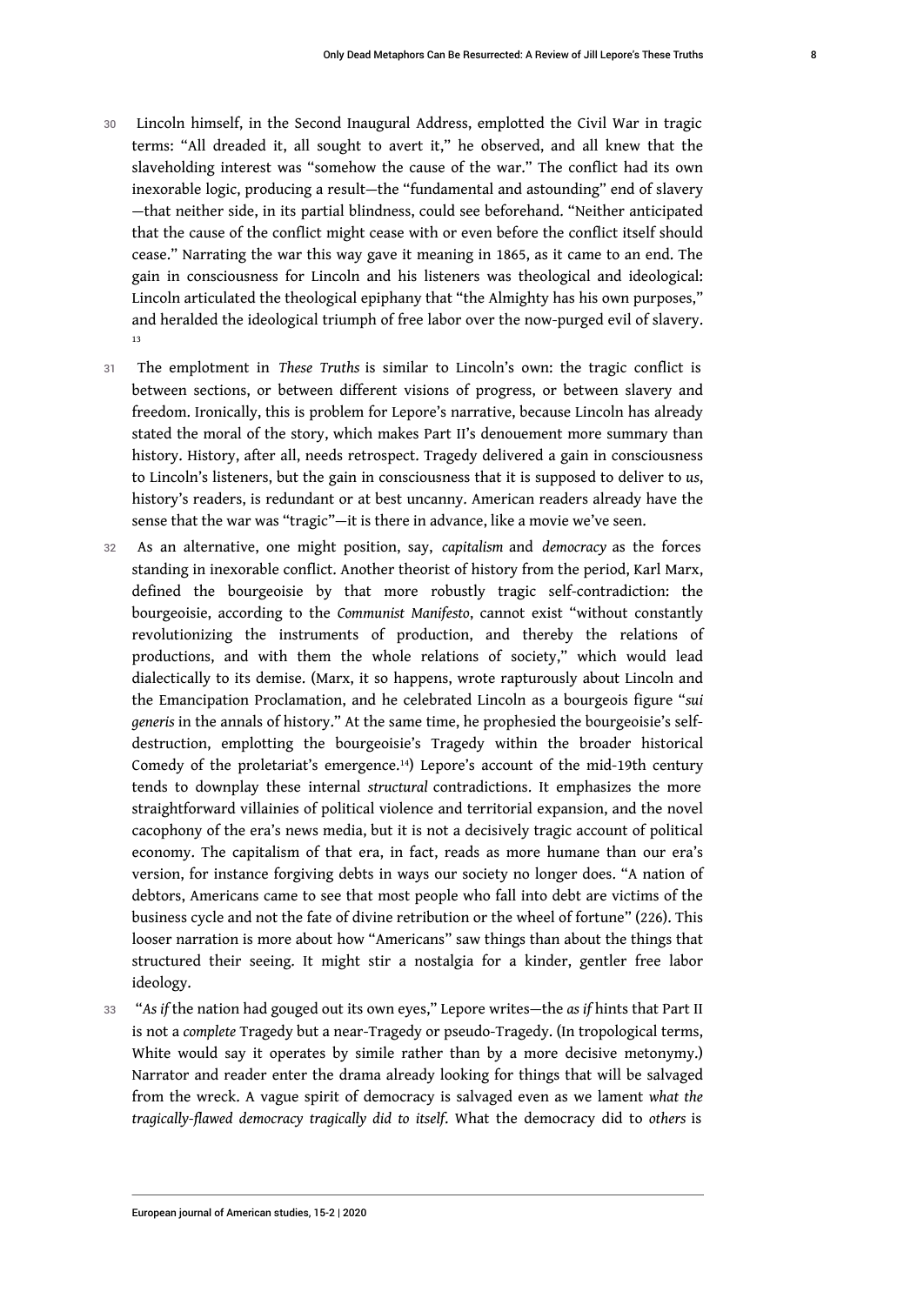30 Lincoln himself, in the Second Inaugural Address, emplotted the Civil War in tragic terms: "All dreaded it, all sought to avert it," he observed, and all knew that the slaveholding interest was "somehow the cause of the war." The conflict had its own inexorable logic, producing a result—the "fundamental and astounding" end of slavery—that neither side, in its partial blindness, could see beforehand. "Neither anticipated that the cause of the conflict might cease with or even before the conflict itself should cease." Narrating the war this way gave it meaning in 1865, as it came to an end. The gain in consciousness for Lincoln and his listeners was theological and ideological: Lincoln articulated the theological epiphany that "the Almighty has his own purposes," and heralded the ideological triumph of free labor over the now-purged evil of slavery.[13]

31 The emplotment in *These Truths* is similar to Lincoln's own: the tragic conflict is between sections, or between different visions of progress, or between slavery and freedom. Ironically, this is problem for Lepore's narrative, because Lincoln has already stated the moral of the story, which makes Part II's denouement more summary than history. History, after all, needs retrospect. Tragedy delivered a gain in consciousness to Lincoln's listeners, but the gain in consciousness that it is supposed to deliver to *us*, history's readers, is redundant or at best uncanny. American readers already have the sense that the war was "tragic"—it is there in advance, like a movie we've seen.

32 As an alternative, one might position, say, *capitalism* and *democracy* as the forces standing in inexorable conflict. Another theorist of history from the period, Karl Marx, defined the bourgeoisie by that more robustly tragic self-contradiction: the bourgeoisie, according to the *Communist Manifesto*, cannot exist "without constantly revolutionizing the instruments of production, and thereby the relations of productions, and with them the whole relations of society," which would lead dialectically to its demise. (Marx, it so happens, wrote rapturously about Lincoln and the Emancipation Proclamation, and he celebrated Lincoln as a bourgeois figure "*sui generis* in the annals of history." At the same time, he prophesied the bourgeoisie's self-destruction, emplotting the bourgeoisie's Tragedy within the broader historical Comedy of the proletariat's emergence.[14]) Lepore's account of the mid-19th century tends to downplay these internal *structural* contradictions. It emphasizes the more straightforward villainies of political violence and territorial expansion, and the novel cacophony of the era's news media, but it is not a decisively tragic account of political economy. The capitalism of that era, in fact, reads as more humane than our era's version, for instance forgiving debts in ways our society no longer does. "A nation of debtors, Americans came to see that most people who fall into debt are victims of the business cycle and not the fate of divine retribution or the wheel of fortune" (226). This looser narration is more about how "Americans" saw things than about the things that structured their seeing. It might stir a nostalgia for a kinder, gentler free labor ideology.

33 "*As if* the nation had gouged out its own eyes," Lepore writes—the *as if* hints that Part II is not a *complete* Tragedy but a near-Tragedy or pseudo-Tragedy. (In tropological terms, White would say it operates by simile rather than by a more decisive metonymy.) Narrator and reader enter the drama already looking for things that will be salvaged from the wreck. A vague spirit of democracy is salvaged even as we lament *what the tragically-flawed democracy tragically did to itself*. What the democracy did to *others* is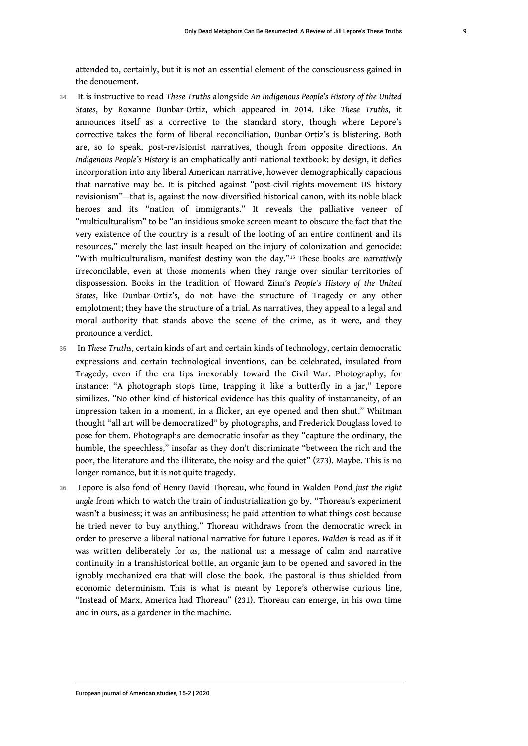attended to, certainly, but it is not an essential element of the consciousness gained in the denouement.

34 It is instructive to read *These Truths* alongside *An Indigenous People's History of the United States*, by Roxanne Dunbar-Ortiz, which appeared in 2014. Like *These Truths*, it announces itself as a corrective to the standard story, though where Lepore's corrective takes the form of liberal reconciliation, Dunbar-Ortiz's is blistering. Both are, so to speak, post-revisionist narratives, though from opposite directions. *An Indigenous People's History* is an emphatically anti-national textbook: by design, it defies incorporation into any liberal American narrative, however demographically capacious that narrative may be. It is pitched against "post-civil-rights-movement US history revisionism"—that is, against the now-diversified historical canon, with its noble black heroes and its "nation of immigrants." It reveals the palliative veneer of "multiculturalism" to be "an insidious smoke screen meant to obscure the fact that the very existence of the country is a result of the looting of an entire continent and its resources," merely the last insult heaped on the injury of colonization and genocide: "With multiculturalism, manifest destiny won the day."[15] These books are *narratively* irreconcilable, even at those moments when they range over similar territories of dispossession. Books in the tradition of Howard Zinn's *People's History of the United States*, like Dunbar-Ortiz's, do not have the structure of Tragedy or any other emplotment; they have the structure of a trial. As narratives, they appeal to a legal and moral authority that stands above the scene of the crime, as it were, and they pronounce a verdict.

35 In *These Truths*, certain kinds of art and certain kinds of technology, certain democratic expressions and certain technological inventions, can be celebrated, insulated from Tragedy, even if the era tips inexorably toward the Civil War. Photography, for instance: "A photograph stops time, trapping it like a butterfly in a jar," Lepore similizes. "No other kind of historical evidence has this quality of instantaneity, of an impression taken in a moment, in a flicker, an eye opened and then shut." Whitman thought "all art will be democratized" by photographs, and Frederick Douglass loved to pose for them. Photographs are democratic insofar as they "capture the ordinary, the humble, the speechless," insofar as they don't discriminate "between the rich and the poor, the literature and the illiterate, the noisy and the quiet" (273). Maybe. This is no longer romance, but it is not quite tragedy.

36 Lepore is also fond of Henry David Thoreau, who found in Walden Pond *just the right angle* from which to watch the train of industrialization go by. "Thoreau's experiment wasn't a business; it was an antibusiness; he paid attention to what things cost because he tried never to buy anything." Thoreau withdraws from the democratic wreck in order to preserve a liberal national narrative for future Lepores. *Walden* is read as if it was written deliberately for *us*, the national us: a message of calm and narrative continuity in a transhistorical bottle, an organic jam to be opened and savored in the ignobly mechanized era that will close the book. The pastoral is thus shielded from economic determinism. This is what is meant by Lepore's otherwise curious line, "Instead of Marx, America had Thoreau" (231). Thoreau can emerge, in his own time and in ours, as a gardener in the machine.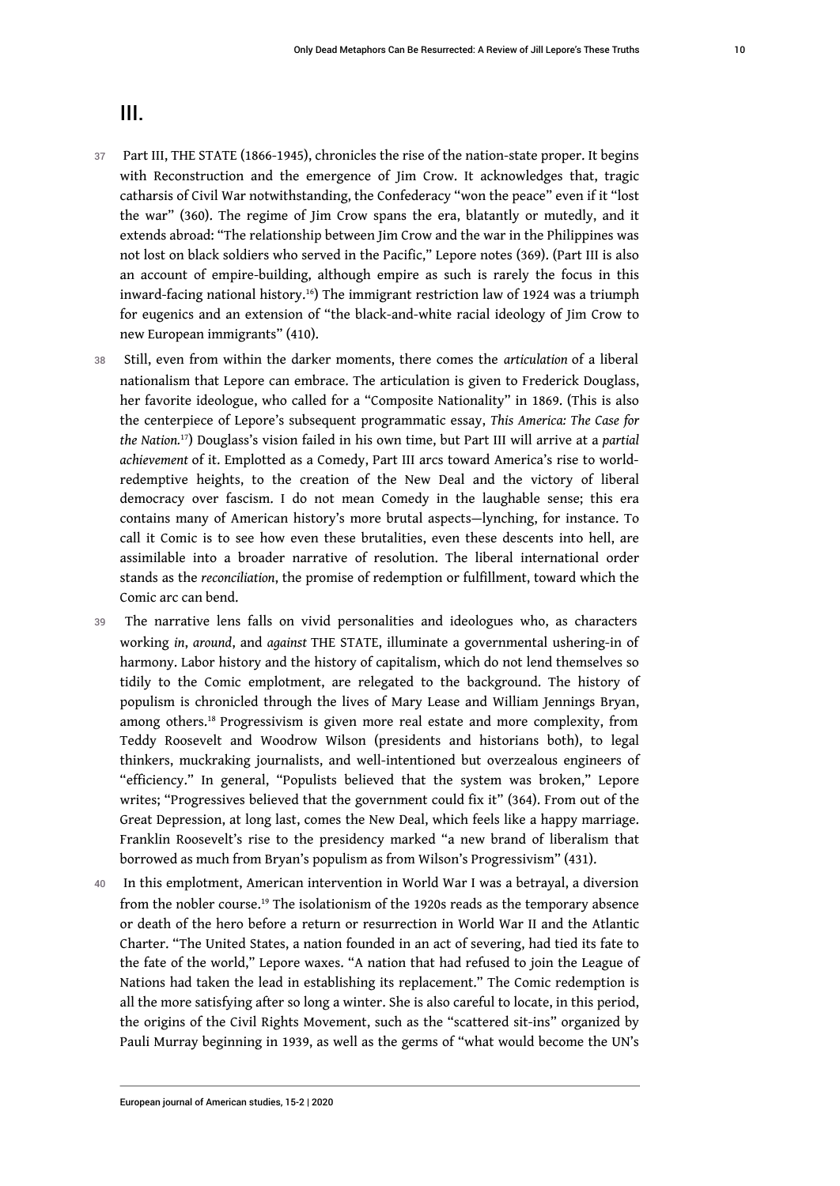## III.

37 Part III, THE STATE (1866-1945), chronicles the rise of the nation-state proper. It begins with Reconstruction and the emergence of Jim Crow. It acknowledges that, tragic catharsis of Civil War notwithstanding, the Confederacy "won the peace" even if it "lost the war" (360). The regime of Jim Crow spans the era, blatantly or mutedly, and it extends abroad: "The relationship between Jim Crow and the war in the Philippines was not lost on black soldiers who served in the Pacific," Lepore notes (369). (Part III is also an account of empire-building, although empire as such is rarely the focus in this inward-facing national history.[16]) The immigrant restriction law of 1924 was a triumph for eugenics and an extension of "the black-and-white racial ideology of Jim Crow to new European immigrants" (410).

38 Still, even from within the darker moments, there comes the *articulation* of a liberal nationalism that Lepore can embrace. The articulation is given to Frederick Douglass, her favorite ideologue, who called for a "Composite Nationality" in 1869. (This is also the centerpiece of Lepore's subsequent programmatic essay, *This America: The Case for the Nation.*[17]) Douglass's vision failed in his own time, but Part III will arrive at a *partial achievement* of it. Emplotted as a Comedy, Part III arcs toward America's rise to world-redemptive heights, to the creation of the New Deal and the victory of liberal democracy over fascism. I do not mean Comedy in the laughable sense; this era contains many of American history's more brutal aspects—lynching, for instance. To call it Comic is to see how even these brutalities, even these descents into hell, are assimilable into a broader narrative of resolution. The liberal international order stands as the *reconciliation*, the promise of redemption or fulfillment, toward which the Comic arc can bend.

39 The narrative lens falls on vivid personalities and ideologues who, as characters working *in*, *around*, and *against* THE STATE, illuminate a governmental ushering-in of harmony. Labor history and the history of capitalism, which do not lend themselves so tidily to the Comic emplotment, are relegated to the background. The history of populism is chronicled through the lives of Mary Lease and William Jennings Bryan, among others.[18] Progressivism is given more real estate and more complexity, from Teddy Roosevelt and Woodrow Wilson (presidents and historians both), to legal thinkers, muckraking journalists, and well-intentioned but overzealous engineers of "efficiency." In general, "Populists believed that the system was broken," Lepore writes; "Progressives believed that the government could fix it" (364). From out of the Great Depression, at long last, comes the New Deal, which feels like a happy marriage. Franklin Roosevelt's rise to the presidency marked "a new brand of liberalism that borrowed as much from Bryan's populism as from Wilson's Progressivism" (431).

40 In this emplotment, American intervention in World War I was a betrayal, a diversion from the nobler course.[19] The isolationism of the 1920s reads as the temporary absence or death of the hero before a return or resurrection in World War II and the Atlantic Charter. "The United States, a nation founded in an act of severing, had tied its fate to the fate of the world," Lepore waxes. "A nation that had refused to join the League of Nations had taken the lead in establishing its replacement." The Comic redemption is all the more satisfying after so long a winter. She is also careful to locate, in this period, the origins of the Civil Rights Movement, such as the "scattered sit-ins" organized by Pauli Murray beginning in 1939, as well as the germs of "what would become the UN's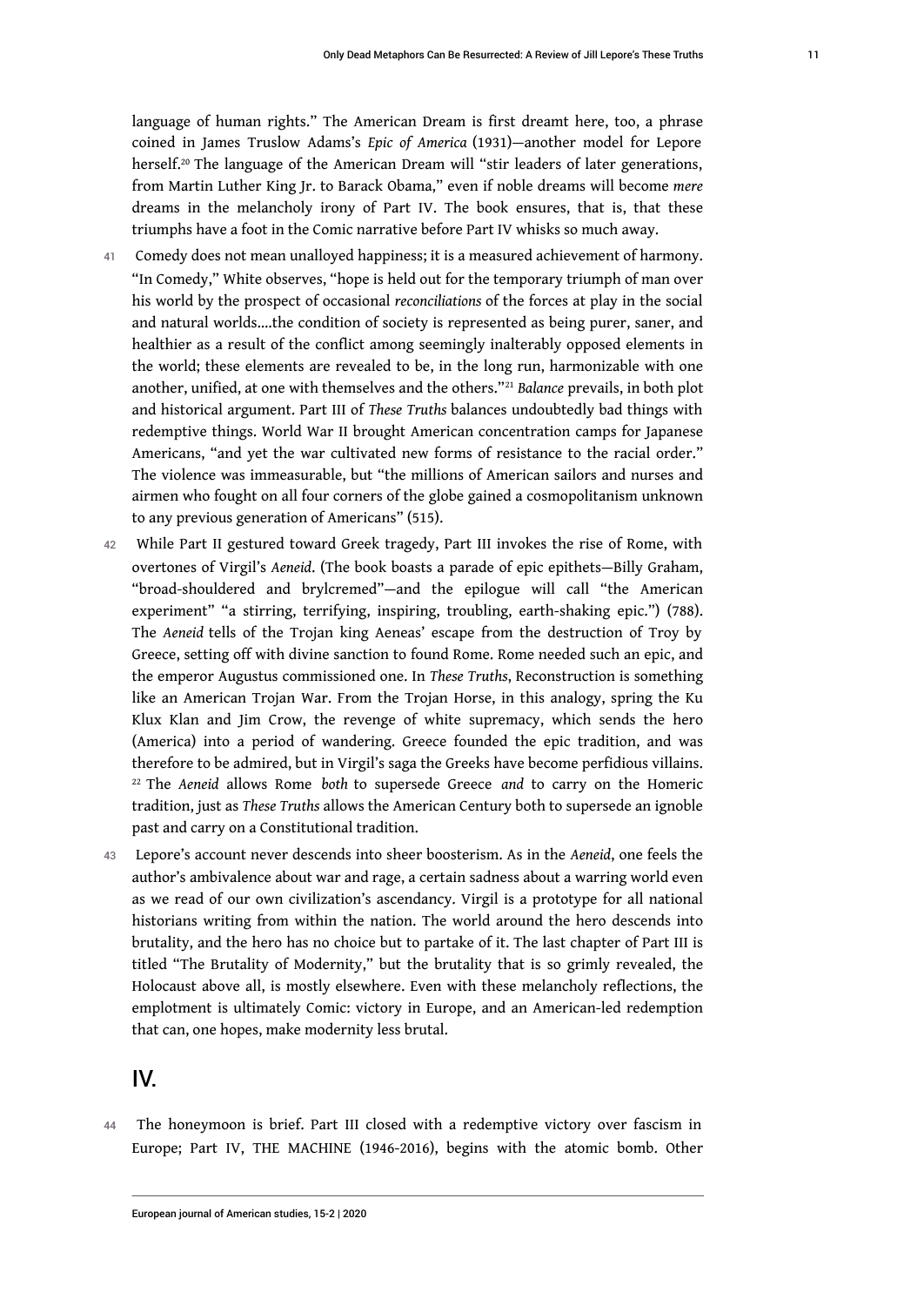language of human rights." The American Dream is first dreamt here, too, a phrase coined in James Truslow Adams's *Epic of America* (1931)—another model for Lepore herself.[20] The language of the American Dream will "stir leaders of later generations, from Martin Luther King Jr. to Barack Obama," even if noble dreams will become *mere* dreams in the melancholy irony of Part IV. The book ensures, that is, that these triumphs have a foot in the Comic narrative before Part IV whisks so much away.

41 Comedy does not mean unalloyed happiness; it is a measured achievement of harmony. "In Comedy," White observes, "hope is held out for the temporary triumph of man over his world by the prospect of occasional *reconciliations* of the forces at play in the social and natural worlds....the condition of society is represented as being purer, saner, and healthier as a result of the conflict among seemingly inalterably opposed elements in the world; these elements are revealed to be, in the long run, harmonizable with one another, unified, at one with themselves and the others."[21] *Balance* prevails, in both plot and historical argument. Part III of *These Truths* balances undoubtedly bad things with redemptive things. World War II brought American concentration camps for Japanese Americans, "and yet the war cultivated new forms of resistance to the racial order." The violence was immeasurable, but "the millions of American sailors and nurses and airmen who fought on all four corners of the globe gained a cosmopolitanism unknown to any previous generation of Americans" (515).

42 While Part II gestured toward Greek tragedy, Part III invokes the rise of Rome, with overtones of Virgil's *Aeneid*. (The book boasts a parade of epic epithets—Billy Graham, "broad-shouldered and brylcremed"—and the epilogue will call "the American experiment" "a stirring, terrifying, inspiring, troubling, earth-shaking epic.") (788). The *Aeneid* tells of the Trojan king Aeneas' escape from the destruction of Troy by Greece, setting off with divine sanction to found Rome. Rome needed such an epic, and the emperor Augustus commissioned one. In *These Truths*, Reconstruction is something like an American Trojan War. From the Trojan Horse, in this analogy, spring the Ku Klux Klan and Jim Crow, the revenge of white supremacy, which sends the hero (America) into a period of wandering. Greece founded the epic tradition, and was therefore to be admired, but in Virgil's saga the Greeks have become perfidious villains. [22] The *Aeneid* allows Rome *both* to supersede Greece *and* to carry on the Homeric tradition, just as *These Truths* allows the American Century both to supersede an ignoble past and carry on a Constitutional tradition.

43 Lepore's account never descends into sheer boosterism. As in the *Aeneid*, one feels the author's ambivalence about war and rage, a certain sadness about a warring world even as we read of our own civilization's ascendancy. Virgil is a prototype for all national historians writing from within the nation. The world around the hero descends into brutality, and the hero has no choice but to partake of it. The last chapter of Part III is titled "The Brutality of Modernity," but the brutality that is so grimly revealed, the Holocaust above all, is mostly elsewhere. Even with these melancholy reflections, the emplotment is ultimately Comic: victory in Europe, and an American-led redemption that can, one hopes, make modernity less brutal.

## IV.

44 The honeymoon is brief. Part III closed with a redemptive victory over fascism in Europe; Part IV, THE MACHINE (1946-2016), begins with the atomic bomb. Other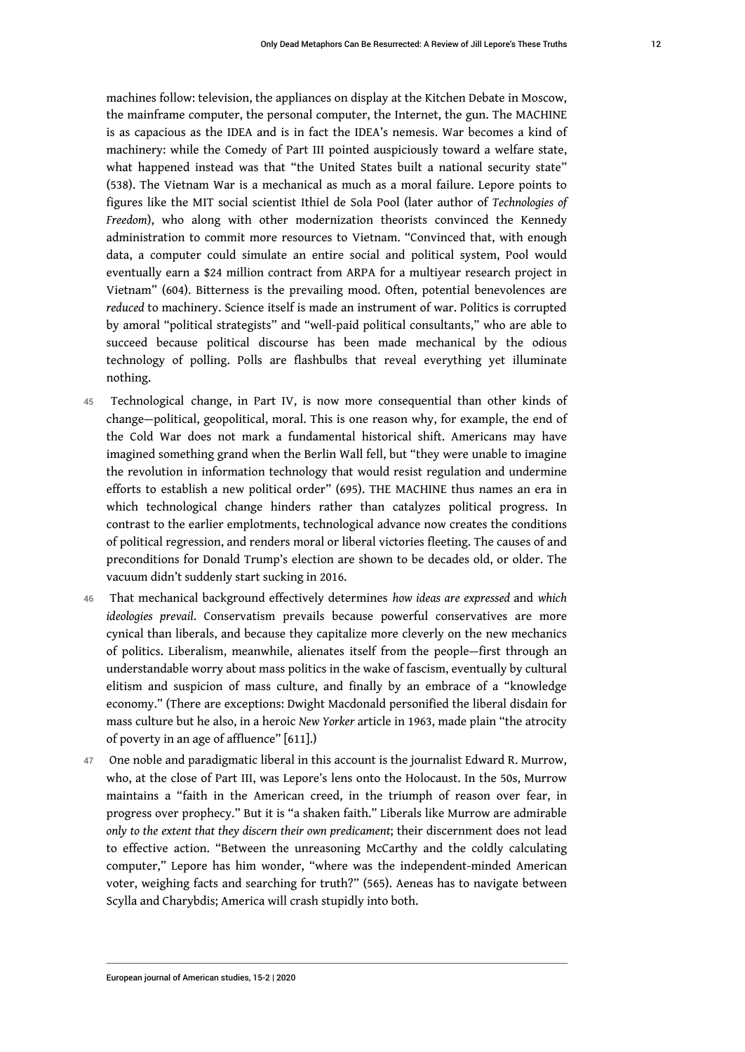machines follow: television, the appliances on display at the Kitchen Debate in Moscow, the mainframe computer, the personal computer, the Internet, the gun. The MACHINE is as capacious as the IDEA and is in fact the IDEA's nemesis. War becomes a kind of machinery: while the Comedy of Part III pointed auspiciously toward a welfare state, what happened instead was that "the United States built a national security state" (538). The Vietnam War is a mechanical as much as a moral failure. Lepore points to figures like the MIT social scientist Ithiel de Sola Pool (later author of *Technologies of Freedom*), who along with other modernization theorists convinced the Kennedy administration to commit more resources to Vietnam. "Convinced that, with enough data, a computer could simulate an entire social and political system, Pool would eventually earn a $24 million contract from ARPA for a multiyear research project in Vietnam" (604). Bitterness is the prevailing mood. Often, potential benevolences are *reduced* to machinery. Science itself is made an instrument of war. Politics is corrupted by amoral "political strategists" and "well-paid political consultants," who are able to succeed because political discourse has been made mechanical by the odious technology of polling. Polls are flashbulbs that reveal everything yet illuminate nothing.

45 Technological change, in Part IV, is now more consequential than other kinds of change—political, geopolitical, moral. This is one reason why, for example, the end of the Cold War does not mark a fundamental historical shift. Americans may have imagined something grand when the Berlin Wall fell, but "they were unable to imagine the revolution in information technology that would resist regulation and undermine efforts to establish a new political order" (695). THE MACHINE thus names an era in which technological change hinders rather than catalyzes political progress. In contrast to the earlier emplotments, technological advance now creates the conditions of political regression, and renders moral or liberal victories fleeting. The causes of and preconditions for Donald Trump's election are shown to be decades old, or older. The vacuum didn't suddenly start sucking in 2016.

46 That mechanical background effectively determines *how ideas are expressed* and *which ideologies prevail*. Conservatism prevails because powerful conservatives are more cynical than liberals, and because they capitalize more cleverly on the new mechanics of politics. Liberalism, meanwhile, alienates itself from the people—first through an understandable worry about mass politics in the wake of fascism, eventually by cultural elitism and suspicion of mass culture, and finally by an embrace of a "knowledge economy." (There are exceptions: Dwight Macdonald personified the liberal disdain for mass culture but he also, in a heroic *New Yorker* article in 1963, made plain "the atrocity of poverty in an age of affluence" [611].)

47 One noble and paradigmatic liberal in this account is the journalist Edward R. Murrow, who, at the close of Part III, was Lepore's lens onto the Holocaust. In the 50s, Murrow maintains a "faith in the American creed, in the triumph of reason over fear, in progress over prophecy." But it is "a shaken faith." Liberals like Murrow are admirable *only to the extent that they discern their own predicament*; their discernment does not lead to effective action. "Between the unreasoning McCarthy and the coldly calculating computer," Lepore has him wonder, "where was the independent-minded American voter, weighing facts and searching for truth?" (565). Aeneas has to navigate between Scylla and Charybdis; America will crash stupidly into both.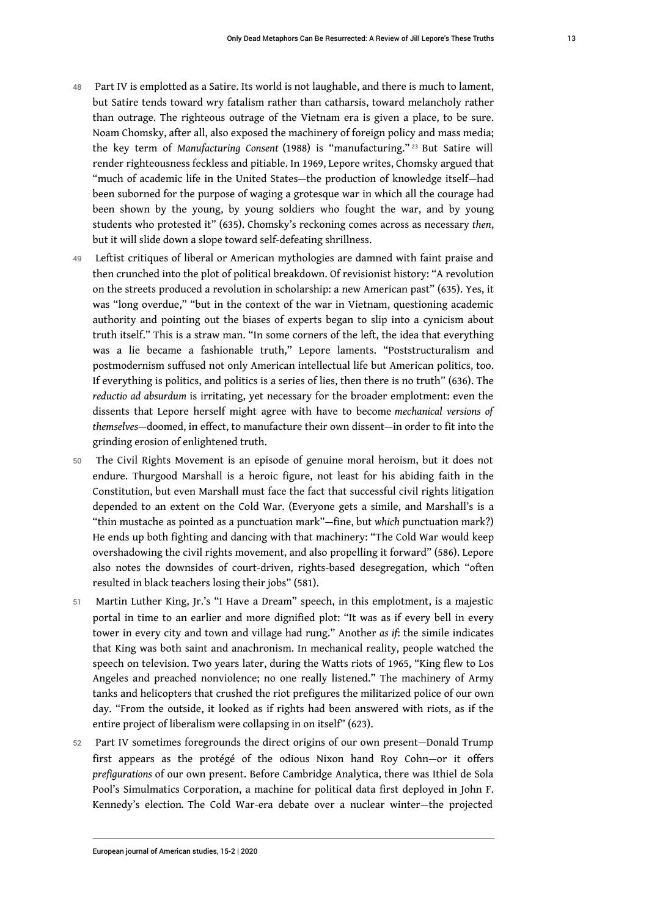48 Part IV is emplotted as a Satire. Its world is not laughable, and there is much to lament, but Satire tends toward wry fatalism rather than catharsis, toward melancholy rather than outrage. The righteous outrage of the Vietnam era is given a place, to be sure. Noam Chomsky, after all, also exposed the machinery of foreign policy and mass media; the key term of *Manufacturing Consent* (1988) is "manufacturing." [23] But Satire will render righteousness feckless and pitiable. In 1969, Lepore writes, Chomsky argued that "much of academic life in the United States—the production of knowledge itself—had been suborned for the purpose of waging a grotesque war in which all the courage had been shown by the young, by young soldiers who fought the war, and by young students who protested it" (635). Chomsky's reckoning comes across as necessary *then*, but it will slide down a slope toward self-defeating shrillness.

49 Leftist critiques of liberal or American mythologies are damned with faint praise and then crunched into the plot of political breakdown. Of revisionist history: "A revolution on the streets produced a revolution in scholarship: a new American past" (635). Yes, it was "long overdue," "but in the context of the war in Vietnam, questioning academic authority and pointing out the biases of experts began to slip into a cynicism about truth itself." This is a straw man. "In some corners of the left, the idea that everything was a lie became a fashionable truth," Lepore laments. "Poststructuralism and postmodernism suffused not only American intellectual life but American politics, too. If everything is politics, and politics is a series of lies, then there is no truth" (636). The *reductio ad absurdum* is irritating, yet necessary for the broader emplotment: even the dissents that Lepore herself might agree with have to become *mechanical versions of themselves*—doomed, in effect, to manufacture their own dissent—in order to fit into the grinding erosion of enlightened truth.

50 The Civil Rights Movement is an episode of genuine moral heroism, but it does not endure. Thurgood Marshall is a heroic figure, not least for his abiding faith in the Constitution, but even Marshall must face the fact that successful civil rights litigation depended to an extent on the Cold War. (Everyone gets a simile, and Marshall's is a "thin mustache as pointed as a punctuation mark"—fine, but *which* punctuation mark?) He ends up both fighting and dancing with that machinery: "The Cold War would keep overshadowing the civil rights movement, and also propelling it forward" (586). Lepore also notes the downsides of court-driven, rights-based desegregation, which "often resulted in black teachers losing their jobs" (581).

51 Martin Luther King, Jr.'s "I Have a Dream" speech, in this emplotment, is a majestic portal in time to an earlier and more dignified plot: "It was as if every bell in every tower in every city and town and village had rung." Another *as if*: the simile indicates that King was both saint and anachronism. In mechanical reality, people watched the speech on television. Two years later, during the Watts riots of 1965, "King flew to Los Angeles and preached nonviolence; no one really listened." The machinery of Army tanks and helicopters that crushed the riot prefigures the militarized police of our own day. "From the outside, it looked as if rights had been answered with riots, as if the entire project of liberalism were collapsing in on itself" (623).

52 Part IV sometimes foregrounds the direct origins of our own present—Donald Trump first appears as the protégé of the odious Nixon hand Roy Cohn—or it offers *prefigurations* of our own present. Before Cambridge Analytica, there was Ithiel de Sola Pool's Simulmatics Corporation, a machine for political data first deployed in John F. Kennedy's election. The Cold War-era debate over a nuclear winter—the projected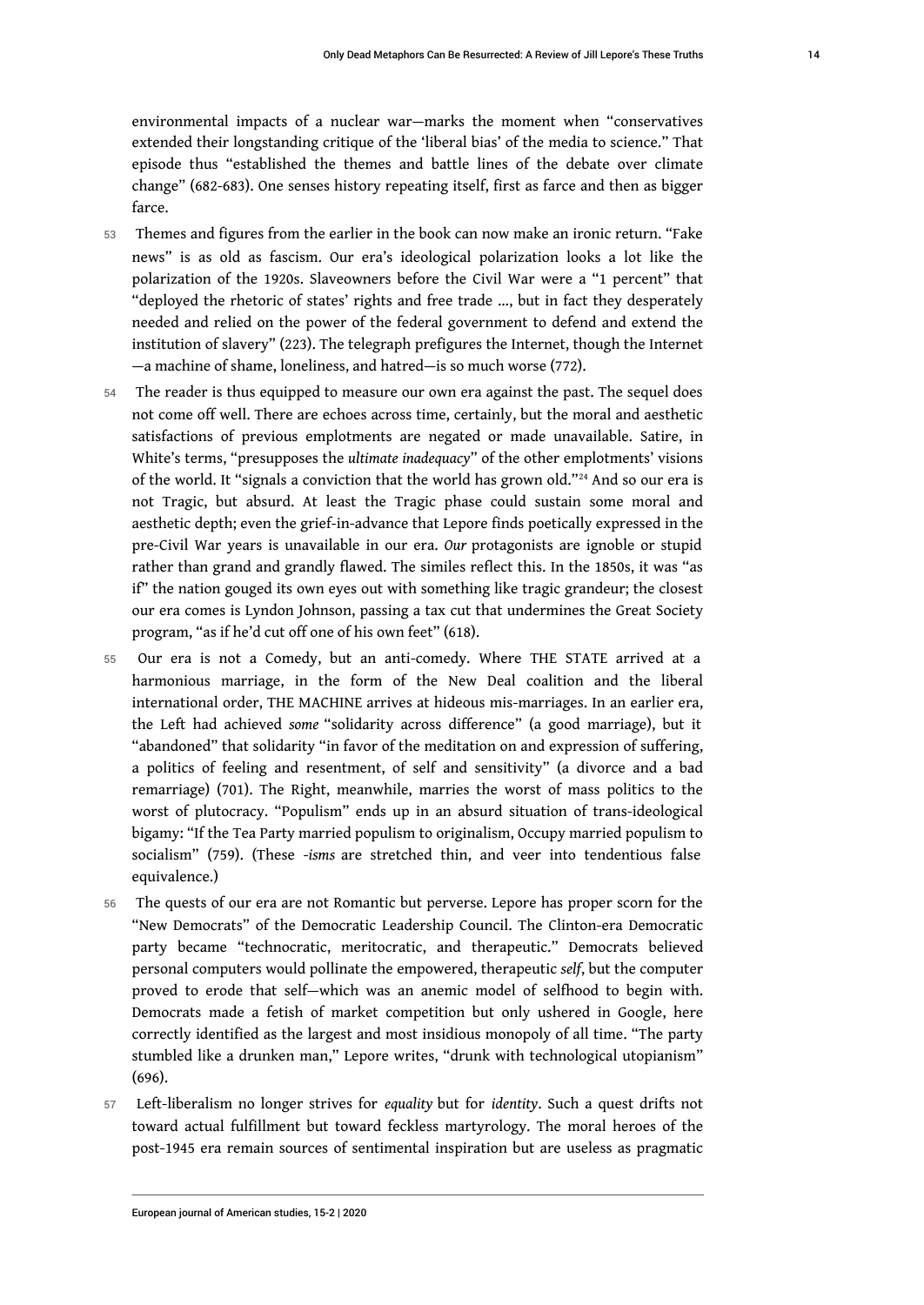environmental impacts of a nuclear war—marks the moment when "conservatives extended their longstanding critique of the 'liberal bias' of the media to science." That episode thus "established the themes and battle lines of the debate over climate change" (682-683). One senses history repeating itself, first as farce and then as bigger farce.

53 Themes and figures from the earlier in the book can now make an ironic return. "Fake news" is as old as fascism. Our era's ideological polarization looks a lot like the polarization of the 1920s. Slaveowners before the Civil War were a "1 percent" that "deployed the rhetoric of states' rights and free trade ..., but in fact they desperately needed and relied on the power of the federal government to defend and extend the institution of slavery" (223). The telegraph prefigures the Internet, though the Internet—a machine of shame, loneliness, and hatred—is so much worse (772).

54 The reader is thus equipped to measure our own era against the past. The sequel does not come off well. There are echoes across time, certainly, but the moral and aesthetic satisfactions of previous emplotments are negated or made unavailable. Satire, in White's terms, "presupposes the *ultimate inadequacy*" of the other emplotments' visions of the world. It "signals a conviction that the world has grown old."[24] And so our era is not Tragic, but absurd. At least the Tragic phase could sustain some moral and aesthetic depth; even the grief-in-advance that Lepore finds poetically expressed in the pre-Civil War years is unavailable in our era. *Our* protagonists are ignoble or stupid rather than grand and grandly flawed. The similes reflect this. In the 1850s, it was "as if" the nation gouged its own eyes out with something like tragic grandeur; the closest our era comes is Lyndon Johnson, passing a tax cut that undermines the Great Society program, "as if he'd cut off one of his own feet" (618).

55 Our era is not a Comedy, but an anti-comedy. Where THE STATE arrived at a harmonious marriage, in the form of the New Deal coalition and the liberal international order, THE MACHINE arrives at hideous mis-marriages. In an earlier era, the Left had achieved *some* "solidarity across difference" (a good marriage), but it "abandoned" that solidarity "in favor of the meditation on and expression of suffering, a politics of feeling and resentment, of self and sensitivity" (a divorce and a bad remarriage) (701). The Right, meanwhile, marries the worst of mass politics to the worst of plutocracy. "Populism" ends up in an absurd situation of trans-ideological bigamy: "If the Tea Party married populism to originalism, Occupy married populism to socialism" (759). (These *-isms* are stretched thin, and veer into tendentious false equivalence.)

56 The quests of our era are not Romantic but perverse. Lepore has proper scorn for the "New Democrats" of the Democratic Leadership Council. The Clinton-era Democratic party became "technocratic, meritocratic, and therapeutic." Democrats believed personal computers would pollinate the empowered, therapeutic *self*, but the computer proved to erode that self—which was an anemic model of selfhood to begin with. Democrats made a fetish of market competition but only ushered in Google, here correctly identified as the largest and most insidious monopoly of all time. "The party stumbled like a drunken man," Lepore writes, "drunk with technological utopianism" (696).

57 Left-liberalism no longer strives for *equality* but for *identity*. Such a quest drifts not toward actual fulfillment but toward feckless martyrology. The moral heroes of the post-1945 era remain sources of sentimental inspiration but are useless as pragmatic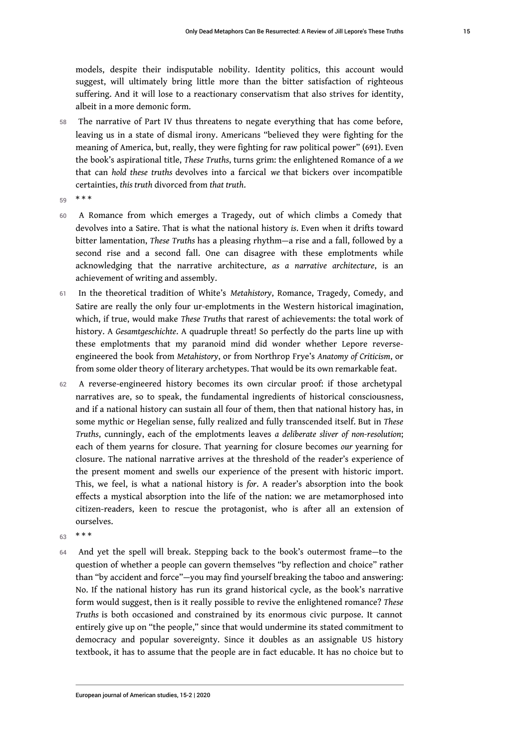models, despite their indisputable nobility. Identity politics, this account would suggest, will ultimately bring little more than the bitter satisfaction of righteous suffering. And it will lose to a reactionary conservatism that also strives for identity, albeit in a more demonic form.

58 The narrative of Part IV thus threatens to negate everything that has come before, leaving us in a state of dismal irony. Americans "believed they were fighting for the meaning of America, but, really, they were fighting for raw political power" (691). Even the book's aspirational title, *These Truths*, turns grim: the enlightened Romance of a *we* that can *hold these truths* devolves into a farcical *we* that bickers over incompatible certainties, *this truth* divorced from *that truth*.

59 * * *

60 A Romance from which emerges a Tragedy, out of which climbs a Comedy that devolves into a Satire. That is what the national history *is*. Even when it drifts toward bitter lamentation, *These Truths* has a pleasing rhythm—a rise and a fall, followed by a second rise and a second fall. One can disagree with these emplotments while acknowledging that the narrative architecture, *as a narrative architecture*, is an achievement of writing and assembly.

61 In the theoretical tradition of White's *Metahistory*, Romance, Tragedy, Comedy, and Satire are really the only four ur-emplotments in the Western historical imagination, which, if true, would make *These Truths* that rarest of achievements: the total work of history. A *Gesamtgeschichte*. A quadruple threat! So perfectly do the parts line up with these emplotments that my paranoid mind did wonder whether Lepore reverse-engineered the book from *Metahistory*, or from Northrop Frye's *Anatomy of Criticism*, or from some older theory of literary archetypes. That would be its own remarkable feat.

62 A reverse-engineered history becomes its own circular proof: if those archetypal narratives are, so to speak, the fundamental ingredients of historical consciousness, and if a national history can sustain all four of them, then that national history has, in some mythic or Hegelian sense, fully realized and fully transcended itself. But in *These Truths*, cunningly, each of the emplotments leaves *a deliberate sliver of non-resolution*; each of them yearns for closure. That yearning for closure becomes *our* yearning for closure. The national narrative arrives at the threshold of the reader's experience of the present moment and swells our experience of the present with historic import. This, we feel, is what a national history is *for*. A reader's absorption into the book effects a mystical absorption into the life of the nation: we are metamorphosed into citizen-readers, keen to rescue the protagonist, who is after all an extension of ourselves.

63 * * *

64 And yet the spell will break. Stepping back to the book's outermost frame—to the question of whether a people can govern themselves "by reflection and choice" rather than "by accident and force"—you may find yourself breaking the taboo and answering: No. If the national history has run its grand historical cycle, as the book's narrative form would suggest, then is it really possible to revive the enlightened romance? *These Truths* is both occasioned and constrained by its enormous civic purpose. It cannot entirely give up on "the people," since that would undermine its stated commitment to democracy and popular sovereignty. Since it doubles as an assignable US history textbook, it has to assume that the people are in fact educable. It has no choice but to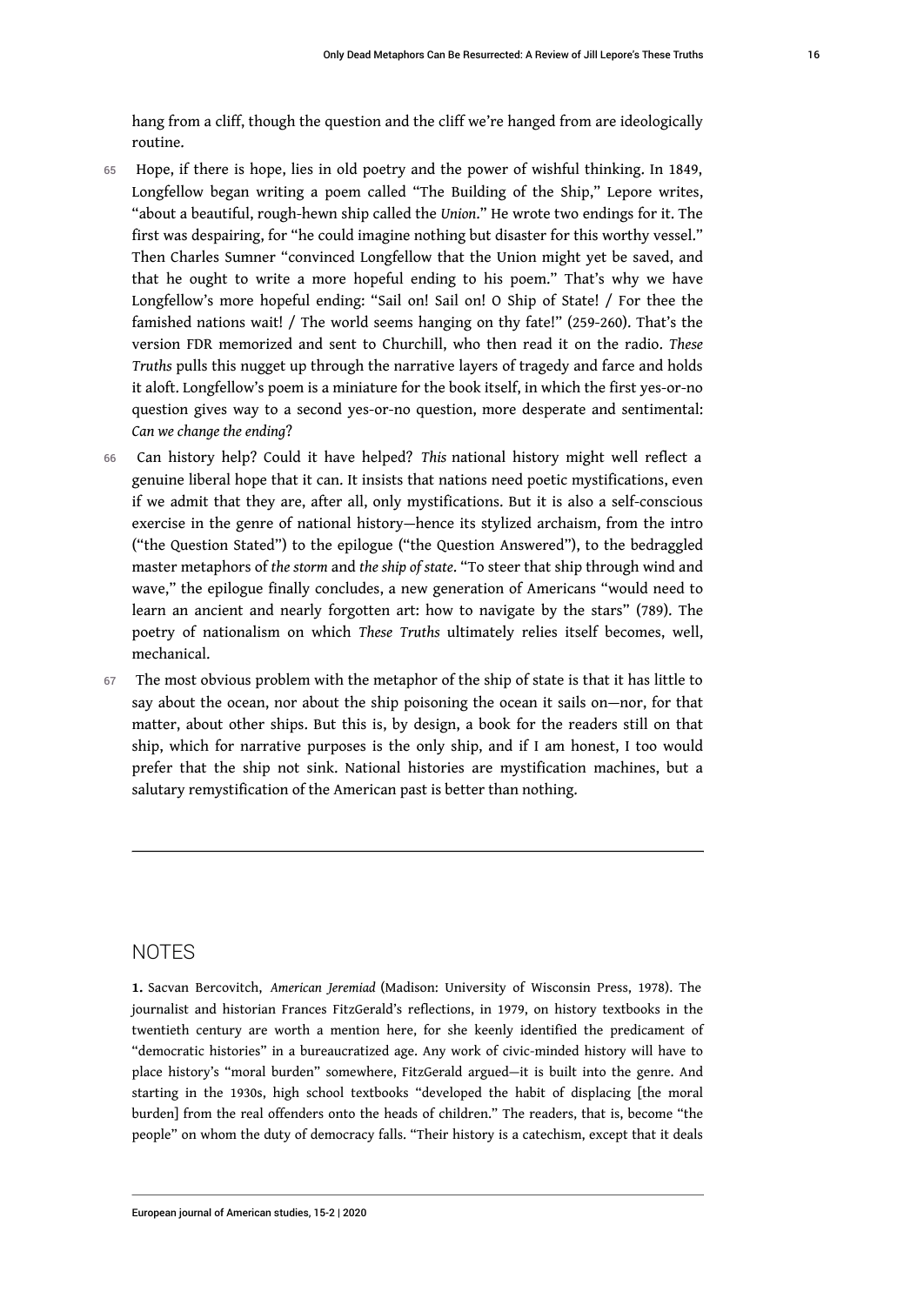hang from a cliff, though the question and the cliff we're hanged from are ideologically routine.

65 Hope, if there is hope, lies in old poetry and the power of wishful thinking. In 1849, Longfellow began writing a poem called "The Building of the Ship," Lepore writes, "about a beautiful, rough-hewn ship called the *Union*." He wrote two endings for it. The first was despairing, for "he could imagine nothing but disaster for this worthy vessel." Then Charles Sumner "convinced Longfellow that the Union might yet be saved, and that he ought to write a more hopeful ending to his poem." That's why we have Longfellow's more hopeful ending: "Sail on! Sail on! O Ship of State! / For thee the famished nations wait! / The world seems hanging on thy fate!" (259-260). That's the version FDR memorized and sent to Churchill, who then read it on the radio. *These Truths* pulls this nugget up through the narrative layers of tragedy and farce and holds it aloft. Longfellow's poem is a miniature for the book itself, in which the first yes-or-no question gives way to a second yes-or-no question, more desperate and sentimental: *Can we change the ending*?

66 Can history help? Could it have helped? *This* national history might well reflect a genuine liberal hope that it can. It insists that nations need poetic mystifications, even if we admit that they are, after all, only mystifications. But it is also a self-conscious exercise in the genre of national history—hence its stylized archaism, from the intro ("the Question Stated") to the epilogue ("the Question Answered"), to the bedraggled master metaphors of *the storm* and *the ship of state*. "To steer that ship through wind and wave," the epilogue finally concludes, a new generation of Americans "would need to learn an ancient and nearly forgotten art: how to navigate by the stars" (789). The poetry of nationalism on which *These Truths* ultimately relies itself becomes, well, mechanical.

67 The most obvious problem with the metaphor of the ship of state is that it has little to say about the ocean, nor about the ship poisoning the ocean it sails on—nor, for that matter, about other ships. But this is, by design, a book for the readers still on that ship, which for narrative purposes is the only ship, and if I am honest, I too would prefer that the ship not sink. National histories are mystification machines, but a salutary remystification of the American past is better than nothing.

---

## NOTES

**1.** Sacvan Bercovitch, *American Jeremiad* (Madison: University of Wisconsin Press, 1978). The journalist and historian Frances FitzGerald's reflections, in 1979, on history textbooks in the twentieth century are worth a mention here, for she keenly identified the predicament of "democratic histories" in a bureaucratized age. Any work of civic-minded history will have to place history's "moral burden" somewhere, FitzGerald argued—it is built into the genre. And starting in the 1930s, high school textbooks "developed the habit of displacing [the moral burden] from the real offenders onto the heads of children." The readers, that is, become "the people" on whom the duty of democracy falls. "Their history is a catechism, except that it deals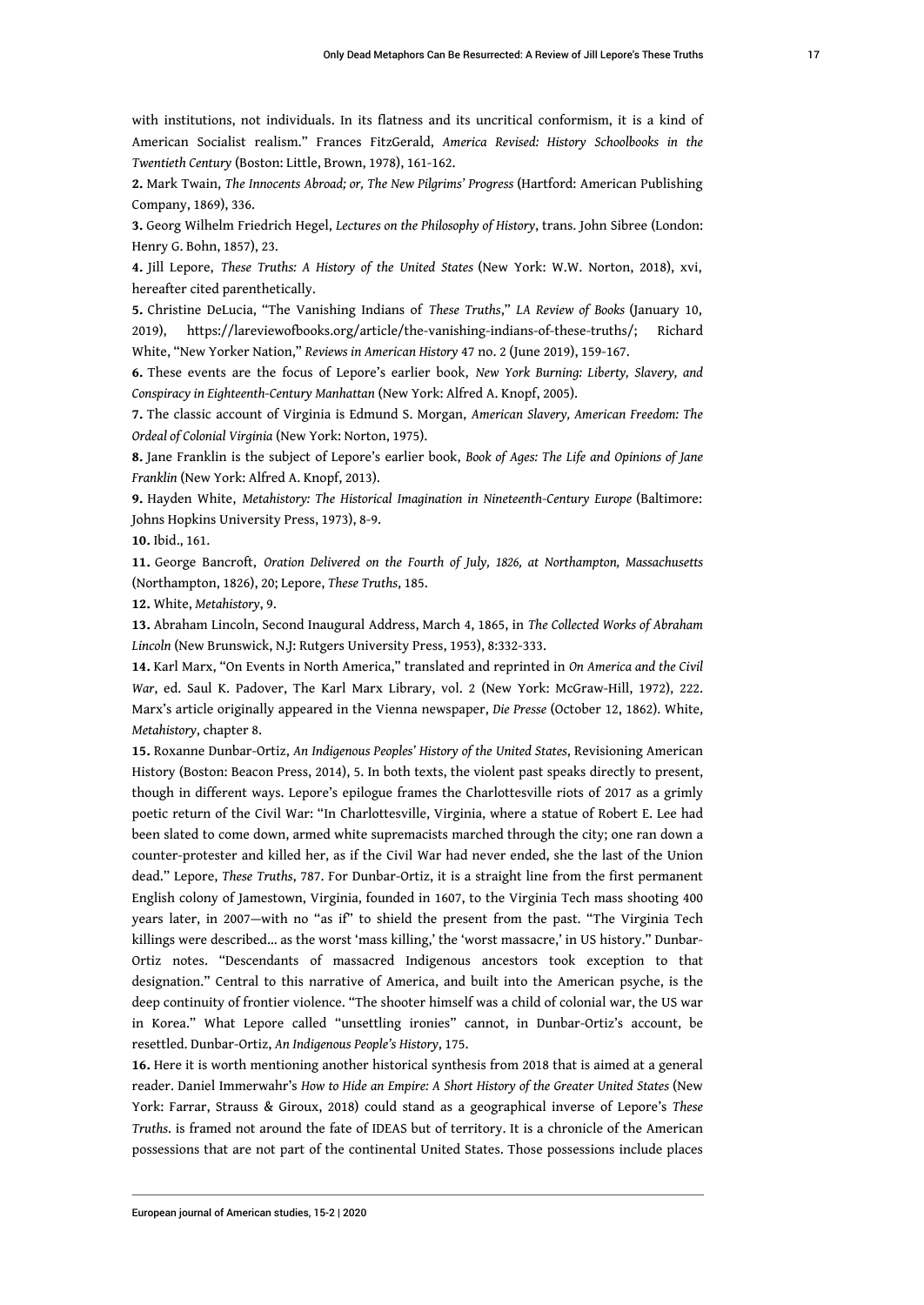with institutions, not individuals. In its flatness and its uncritical conformism, it is a kind of American Socialist realism." Frances FitzGerald, *America Revised: History Schoolbooks in the Twentieth Century* (Boston: Little, Brown, 1978), 161-162.

**2.** Mark Twain, *The Innocents Abroad; or, The New Pilgrims' Progress* (Hartford: American Publishing Company, 1869), 336.

**3.** Georg Wilhelm Friedrich Hegel, *Lectures on the Philosophy of History*, trans. John Sibree (London: Henry G. Bohn, 1857), 23.

**4.** Jill Lepore, *These Truths: A History of the United States* (New York: W.W. Norton, 2018), xvi, hereafter cited parenthetically.

**5.** Christine DeLucia, "The Vanishing Indians of *These Truths*," *LA Review of Books* (January 10, 2019), https://lareviewofbooks.org/article/the-vanishing-indians-of-these-truths/; Richard White, "New Yorker Nation," *Reviews in American History* 47 no. 2 (June 2019), 159-167.

**6.** These events are the focus of Lepore's earlier book, *New York Burning: Liberty, Slavery, and Conspiracy in Eighteenth-Century Manhattan* (New York: Alfred A. Knopf, 2005).

**7.** The classic account of Virginia is Edmund S. Morgan, *American Slavery, American Freedom: The Ordeal of Colonial Virginia* (New York: Norton, 1975).

**8.** Jane Franklin is the subject of Lepore's earlier book, *Book of Ages: The Life and Opinions of Jane Franklin* (New York: Alfred A. Knopf, 2013).

**9.** Hayden White, *Metahistory: The Historical Imagination in Nineteenth-Century Europe* (Baltimore: Johns Hopkins University Press, 1973), 8-9.

**10.** Ibid., 161.

**11.** George Bancroft, *Oration Delivered on the Fourth of July, 1826, at Northampton, Massachusetts* (Northampton, 1826), 20; Lepore, *These Truths*, 185.

**12.** White, *Metahistory*, 9.

**13.** Abraham Lincoln, Second Inaugural Address, March 4, 1865, in *The Collected Works of Abraham Lincoln* (New Brunswick, N.J: Rutgers University Press, 1953), 8:332-333.

**14.** Karl Marx, "On Events in North America," translated and reprinted in *On America and the Civil War*, ed. Saul K. Padover, The Karl Marx Library, vol. 2 (New York: McGraw-Hill, 1972), 222. Marx's article originally appeared in the Vienna newspaper, *Die Presse* (October 12, 1862). White, *Metahistory*, chapter 8.

**15.** Roxanne Dunbar-Ortiz, *An Indigenous Peoples' History of the United States*, Revisioning American History (Boston: Beacon Press, 2014), 5. In both texts, the violent past speaks directly to present, though in different ways. Lepore's epilogue frames the Charlottesville riots of 2017 as a grimly poetic return of the Civil War: "In Charlottesville, Virginia, where a statue of Robert E. Lee had been slated to come down, armed white supremacists marched through the city; one ran down a counter-protester and killed her, as if the Civil War had never ended, she the last of the Union dead." Lepore, *These Truths*, 787. For Dunbar-Ortiz, it is a straight line from the first permanent English colony of Jamestown, Virginia, founded in 1607, to the Virginia Tech mass shooting 400 years later, in 2007—with no "as if" to shield the present from the past. "The Virginia Tech killings were described... as the worst 'mass killing,' the 'worst massacre,' in US history." Dunbar-Ortiz notes. "Descendants of massacred Indigenous ancestors took exception to that designation." Central to this narrative of America, and built into the American psyche, is the deep continuity of frontier violence. "The shooter himself was a child of colonial war, the US war in Korea." What Lepore called "unsettling ironies" cannot, in Dunbar-Ortiz's account, be resettled. Dunbar-Ortiz, *An Indigenous People's History*, 175.

**16.** Here it is worth mentioning another historical synthesis from 2018 that is aimed at a general reader. Daniel Immerwahr's *How to Hide an Empire: A Short History of the Greater United States* (New York: Farrar, Strauss & Giroux, 2018) could stand as a geographical inverse of Lepore's *These Truths*. is framed not around the fate of IDEAS but of territory. It is a chronicle of the American possessions that are not part of the continental United States. Those possessions include places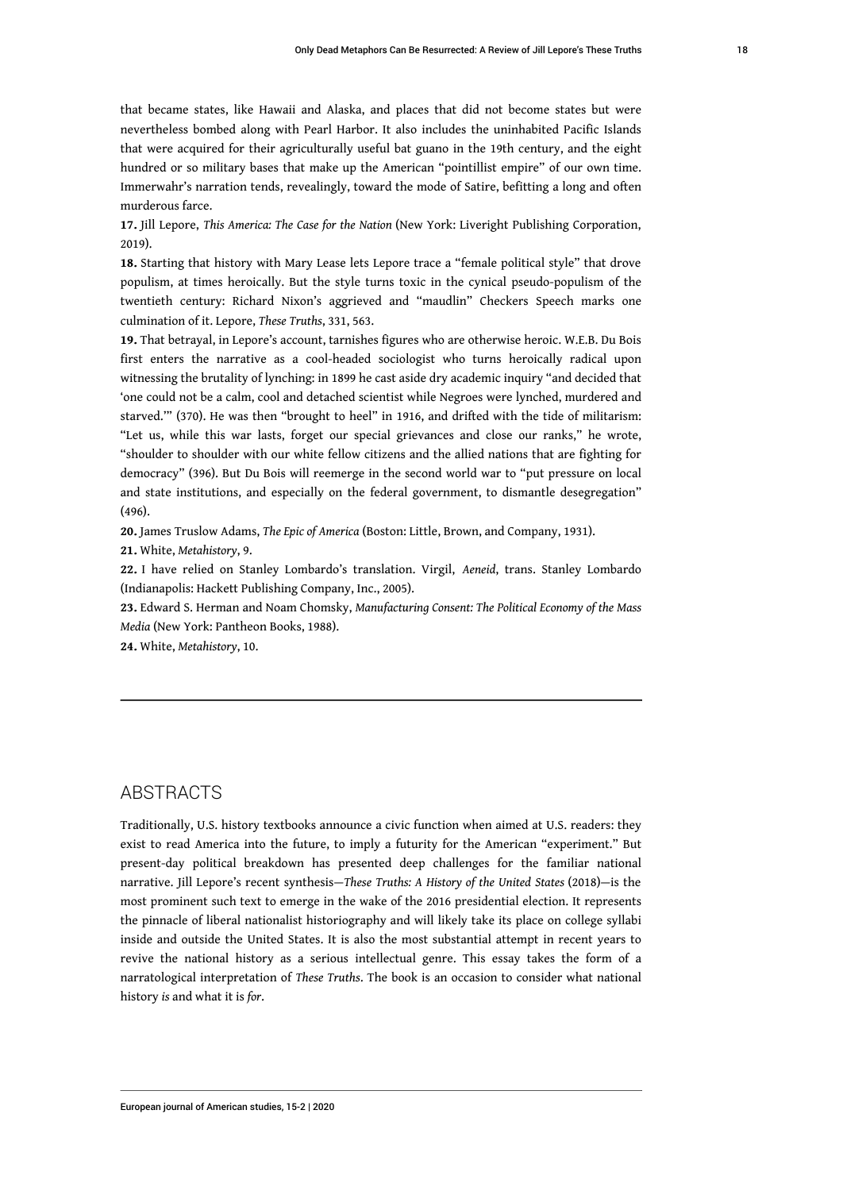that became states, like Hawaii and Alaska, and places that did not become states but were nevertheless bombed along with Pearl Harbor. It also includes the uninhabited Pacific Islands that were acquired for their agriculturally useful bat guano in the 19th century, and the eight hundred or so military bases that make up the American "pointillist empire" of our own time. Immerwahr's narration tends, revealingly, toward the mode of Satire, befitting a long and often murderous farce.

**17.** Jill Lepore, *This America: The Case for the Nation* (New York: Liveright Publishing Corporation, 2019).

**18.** Starting that history with Mary Lease lets Lepore trace a "female political style" that drove populism, at times heroically. But the style turns toxic in the cynical pseudo-populism of the twentieth century: Richard Nixon's aggrieved and "maudlin" Checkers Speech marks one culmination of it. Lepore, *These Truths*, 331, 563.

**19.** That betrayal, in Lepore's account, tarnishes figures who are otherwise heroic. W.E.B. Du Bois first enters the narrative as a cool-headed sociologist who turns heroically radical upon witnessing the brutality of lynching: in 1899 he cast aside dry academic inquiry "and decided that 'one could not be a calm, cool and detached scientist while Negroes were lynched, murdered and starved.'" (370). He was then "brought to heel" in 1916, and drifted with the tide of militarism: "Let us, while this war lasts, forget our special grievances and close our ranks," he wrote, "shoulder to shoulder with our white fellow citizens and the allied nations that are fighting for democracy" (396). But Du Bois will reemerge in the second world war to "put pressure on local and state institutions, and especially on the federal government, to dismantle desegregation" (496).

**20.** James Truslow Adams, *The Epic of America* (Boston: Little, Brown, and Company, 1931).

**21.** White, *Metahistory*, 9.

**22.** I have relied on Stanley Lombardo's translation. Virgil, *Aeneid*, trans. Stanley Lombardo (Indianapolis: Hackett Publishing Company, Inc., 2005).

**23.** Edward S. Herman and Noam Chomsky, *Manufacturing Consent: The Political Economy of the Mass Media* (New York: Pantheon Books, 1988).

**24.** White, *Metahistory*, 10.

## ABSTRACTS

Traditionally, U.S. history textbooks announce a civic function when aimed at U.S. readers: they exist to read America into the future, to imply a futurity for the American "experiment." But present-day political breakdown has presented deep challenges for the familiar national narrative. Jill Lepore's recent synthesis—*These Truths: A History of the United States* (2018)—is the most prominent such text to emerge in the wake of the 2016 presidential election. It represents the pinnacle of liberal nationalist historiography and will likely take its place on college syllabi inside and outside the United States. It is also the most substantial attempt in recent years to revive the national history as a serious intellectual genre. This essay takes the form of a narratological interpretation of *These Truths*. The book is an occasion to consider what national history *is* and what it is *for*.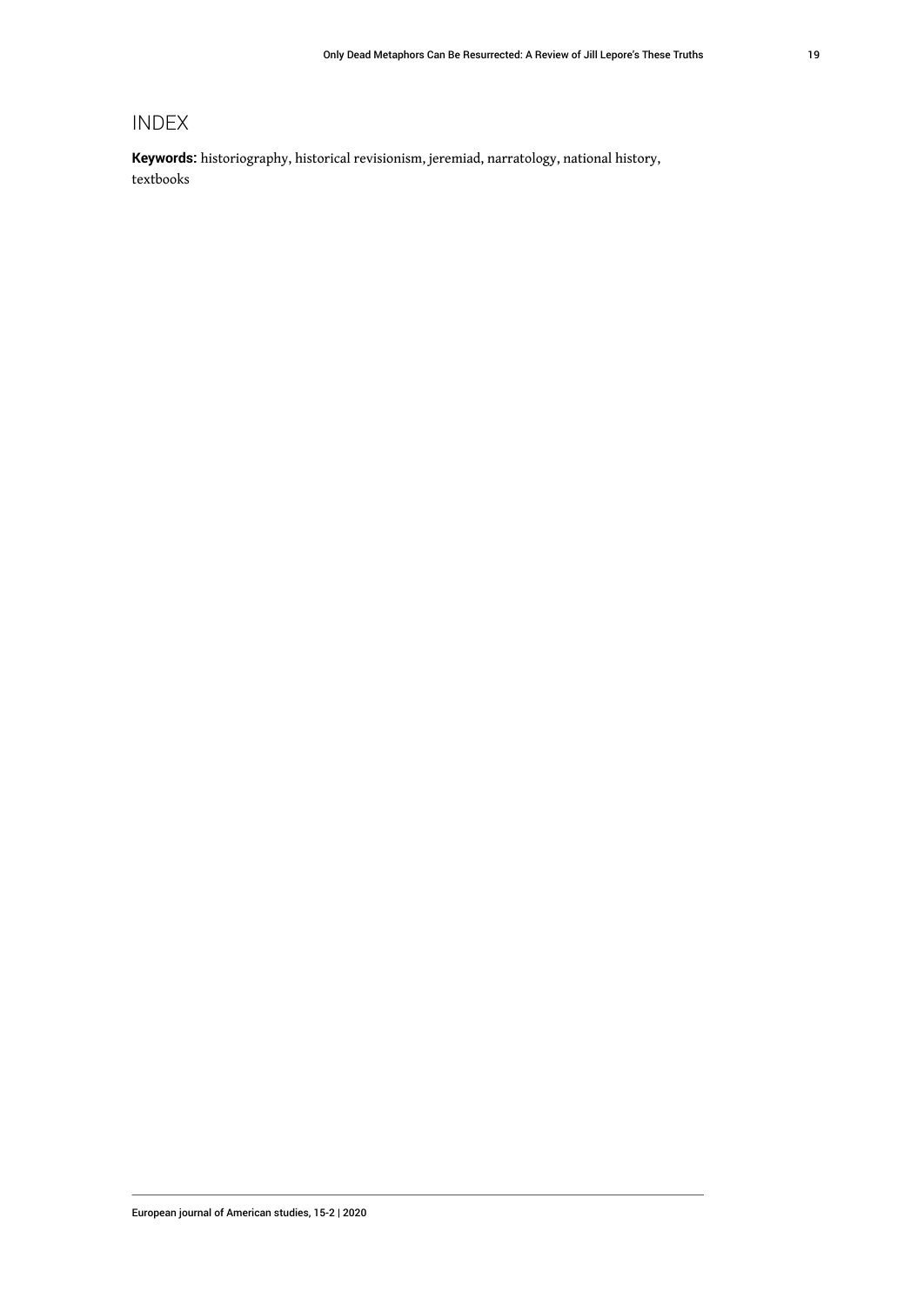## INDEX

**Keywords:** historiography, historical revisionism, jeremiad, narratology, national history, textbooks